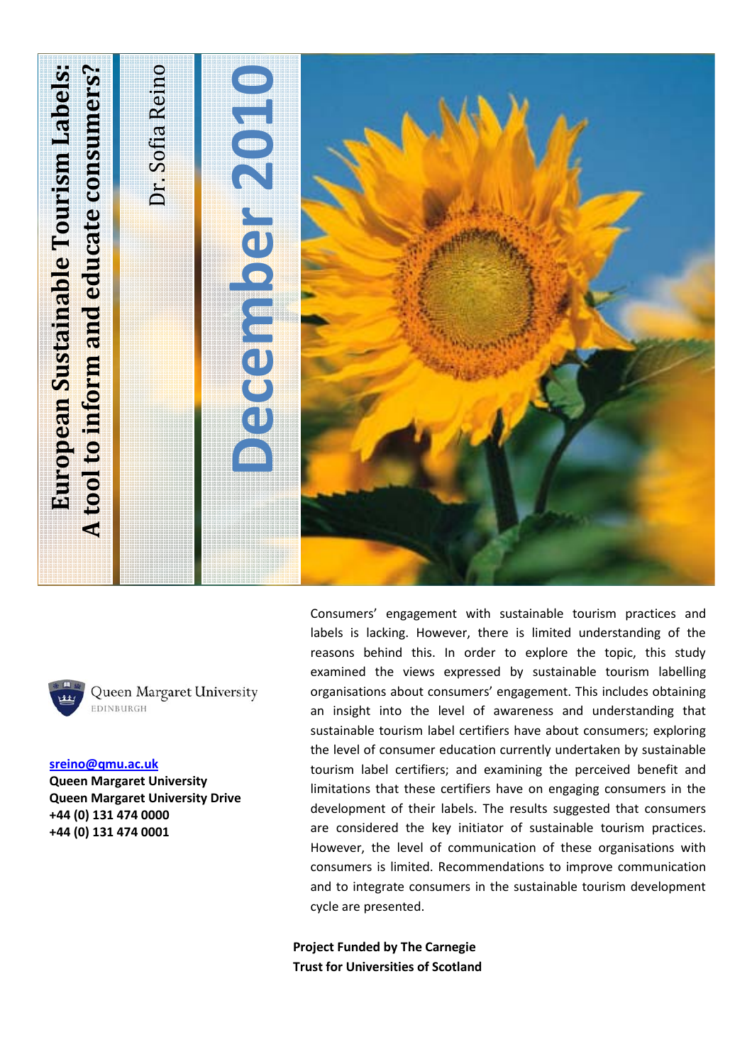# European Sustainable Tourism Labels: A tool to inform and educate consumers?

Dr. Sofia Reino

December 2010

Consumers' engagement with sustainable tourism practices and labels is lacking. However, there is limited understanding of the reasons behind this. In order to explore the topic, this study examined the views expressed by sustainable tourism labelling organisations about consumers' engagement. This includes obtaining an insight into the level of awareness and understanding that sustainable tourism label certifiers have about consumers; exploring the level of consumer education currently undertaken by sustainable tourism label certifiers; and examining the perceived benefit and limitations that these certifiers have on engaging consumers in the development of their labels. The results suggested that consumers are considered the key initiator of sustainable tourism practices. However, the level of communication of these organisations with consumers is limited. Recommendations to improve communication and to integrate consumers in the sustainable tourism development cycle are presented.

Queen Margaret University
EDINBURGH

**sreino@qmu.ac.uk**
**Queen Margaret University**
**Queen Margaret University Drive**
**+44 (0) 131 474 0000**
**+44 (0) 131 474 0001**

**Project Funded by The Carnegie Trust for Universities of Scotland**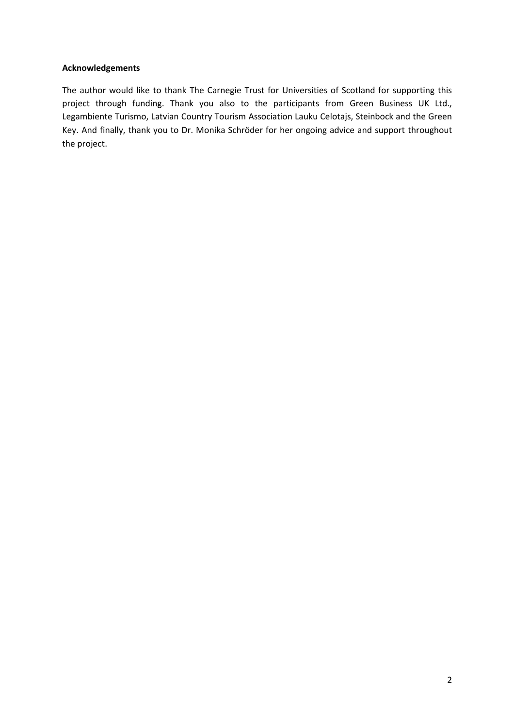**Acknowledgements**

The author would like to thank The Carnegie Trust for Universities of Scotland for supporting this project through funding. Thank you also to the participants from Green Business UK Ltd., Legambiente Turismo, Latvian Country Tourism Association Lauku Celotajs, Steinbock and the Green Key. And finally, thank you to Dr. Monika Schröder for her ongoing advice and support throughout the project.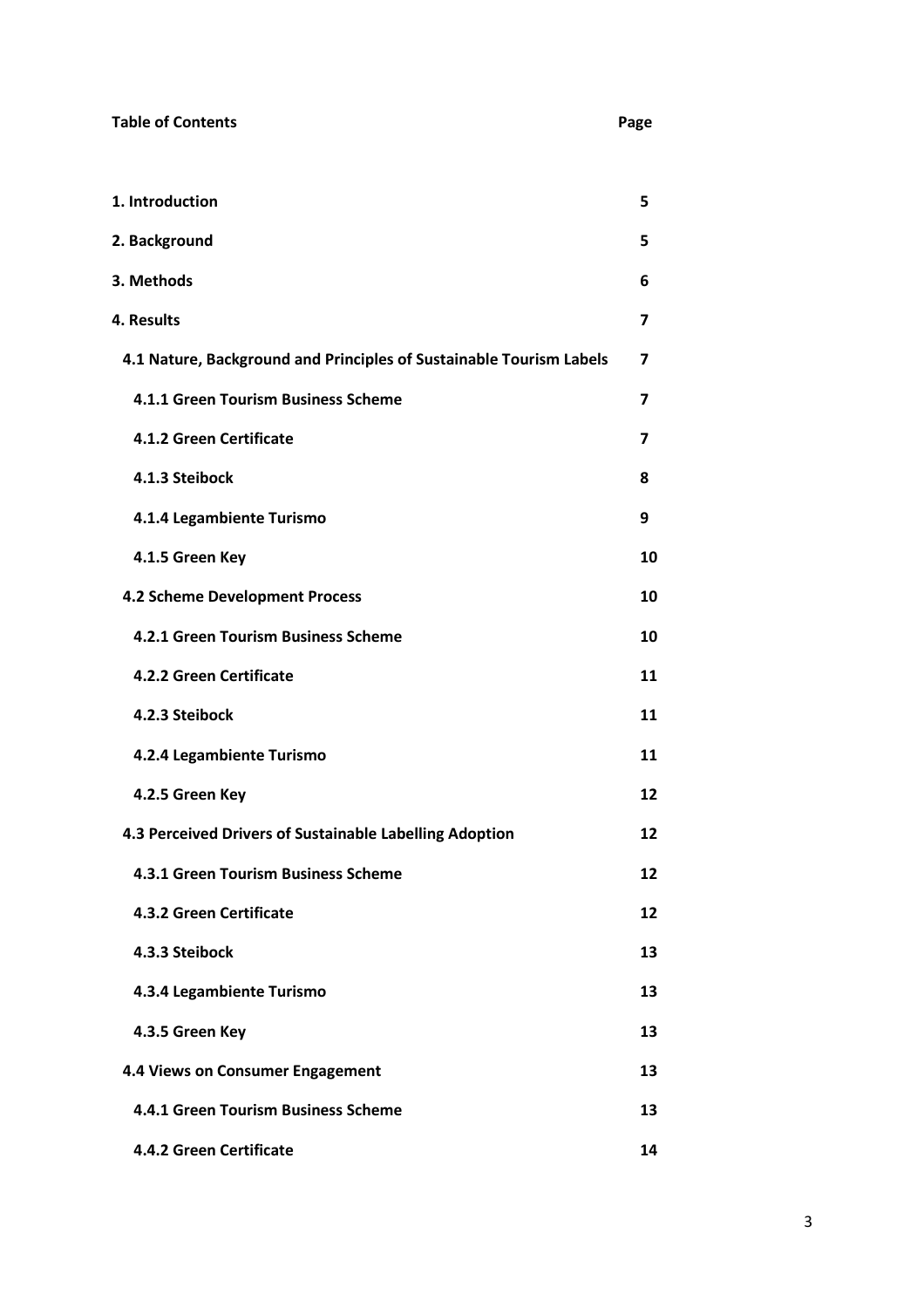**Table of Contents** **Page**

| | |
|---|---|
| **1. Introduction** | **5** |
| **2. Background** | **5** |
| **3. Methods** | **6** |
| **4. Results** | **7** |
| **4.1 Nature, Background and Principles of Sustainable Tourism Labels** | **7** |
| **4.1.1 Green Tourism Business Scheme** | **7** |
| **4.1.2 Green Certificate** | **7** |
| **4.1.3 Steibock** | **8** |
| **4.1.4 Legambiente Turismo** | **9** |
| **4.1.5 Green Key** | **10** |
| **4.2 Scheme Development Process** | **10** |
| **4.2.1 Green Tourism Business Scheme** | **10** |
| **4.2.2 Green Certificate** | **11** |
| **4.2.3 Steibock** | **11** |
| **4.2.4 Legambiente Turismo** | **11** |
| **4.2.5 Green Key** | **12** |
| **4.3 Perceived Drivers of Sustainable Labelling Adoption** | **12** |
| **4.3.1 Green Tourism Business Scheme** | **12** |
| **4.3.2 Green Certificate** | **12** |
| **4.3.3 Steibock** | **13** |
| **4.3.4 Legambiente Turismo** | **13** |
| **4.3.5 Green Key** | **13** |
| **4.4 Views on Consumer Engagement** | **13** |
| **4.4.1 Green Tourism Business Scheme** | **13** |
| **4.4.2 Green Certificate** | **14** |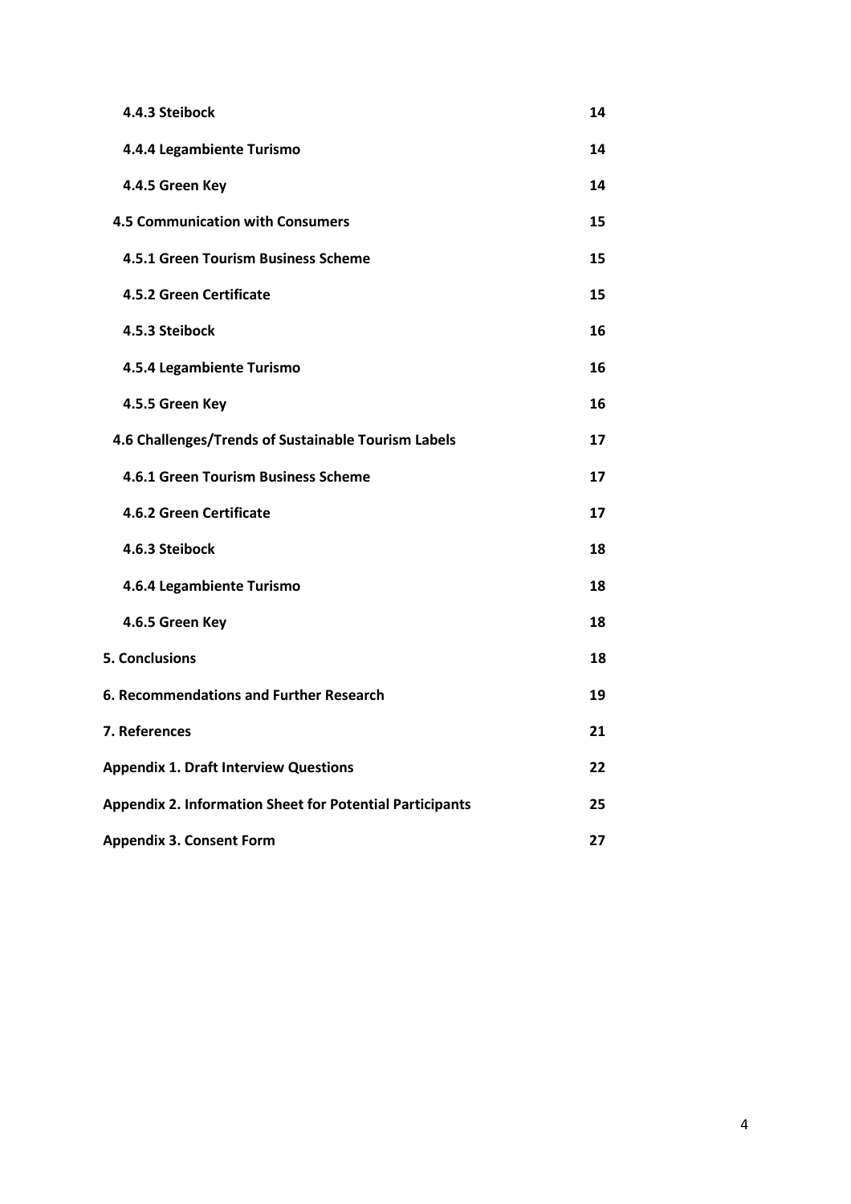| | |
|---|---|
| **4.4.3 Steibock** | **14** |
| **4.4.4 Legambiente Turismo** | **14** |
| **4.4.5 Green Key** | **14** |
| **4.5 Communication with Consumers** | **15** |
| **4.5.1 Green Tourism Business Scheme** | **15** |
| **4.5.2 Green Certificate** | **15** |
| **4.5.3 Steibock** | **16** |
| **4.5.4 Legambiente Turismo** | **16** |
| **4.5.5 Green Key** | **16** |
| **4.6 Challenges/Trends of Sustainable Tourism Labels** | **17** |
| **4.6.1 Green Tourism Business Scheme** | **17** |
| **4.6.2 Green Certificate** | **17** |
| **4.6.3 Steibock** | **18** |
| **4.6.4 Legambiente Turismo** | **18** |
| **4.6.5 Green Key** | **18** |
| **5. Conclusions** | **18** |
| **6. Recommendations and Further Research** | **19** |
| **7. References** | **21** |
| **Appendix 1. Draft Interview Questions** | **22** |
| **Appendix 2. Information Sheet for Potential Participants** | **25** |
| **Appendix 3. Consent Form** | **27** |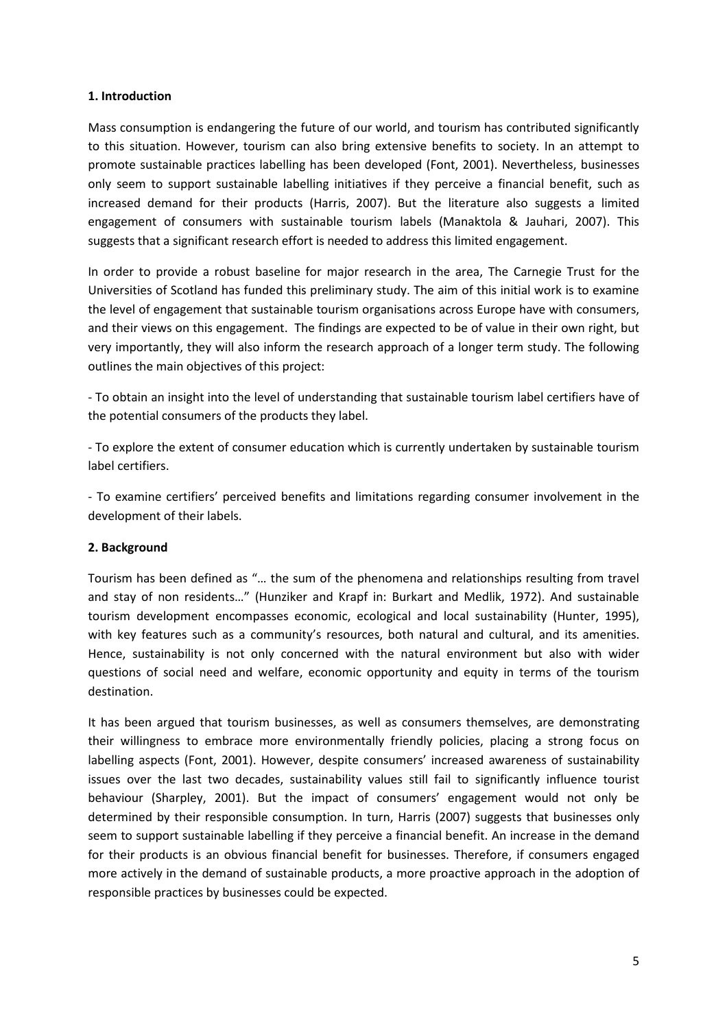## 1. Introduction

Mass consumption is endangering the future of our world, and tourism has contributed significantly to this situation. However, tourism can also bring extensive benefits to society. In an attempt to promote sustainable practices labelling has been developed (Font, 2001). Nevertheless, businesses only seem to support sustainable labelling initiatives if they perceive a financial benefit, such as increased demand for their products (Harris, 2007). But the literature also suggests a limited engagement of consumers with sustainable tourism labels (Manaktola & Jauhari, 2007). This suggests that a significant research effort is needed to address this limited engagement.

In order to provide a robust baseline for major research in the area, The Carnegie Trust for the Universities of Scotland has funded this preliminary study. The aim of this initial work is to examine the level of engagement that sustainable tourism organisations across Europe have with consumers, and their views on this engagement. The findings are expected to be of value in their own right, but very importantly, they will also inform the research approach of a longer term study. The following outlines the main objectives of this project:

- To obtain an insight into the level of understanding that sustainable tourism label certifiers have of the potential consumers of the products they label.

- To explore the extent of consumer education which is currently undertaken by sustainable tourism label certifiers.

- To examine certifiers' perceived benefits and limitations regarding consumer involvement in the development of their labels.

## 2. Background

Tourism has been defined as "… the sum of the phenomena and relationships resulting from travel and stay of non residents…" (Hunziker and Krapf in: Burkart and Medlik, 1972). And sustainable tourism development encompasses economic, ecological and local sustainability (Hunter, 1995), with key features such as a community's resources, both natural and cultural, and its amenities. Hence, sustainability is not only concerned with the natural environment but also with wider questions of social need and welfare, economic opportunity and equity in terms of the tourism destination.

It has been argued that tourism businesses, as well as consumers themselves, are demonstrating their willingness to embrace more environmentally friendly policies, placing a strong focus on labelling aspects (Font, 2001). However, despite consumers' increased awareness of sustainability issues over the last two decades, sustainability values still fail to significantly influence tourist behaviour (Sharpley, 2001). But the impact of consumers' engagement would not only be determined by their responsible consumption. In turn, Harris (2007) suggests that businesses only seem to support sustainable labelling if they perceive a financial benefit. An increase in the demand for their products is an obvious financial benefit for businesses. Therefore, if consumers engaged more actively in the demand of sustainable products, a more proactive approach in the adoption of responsible practices by businesses could be expected.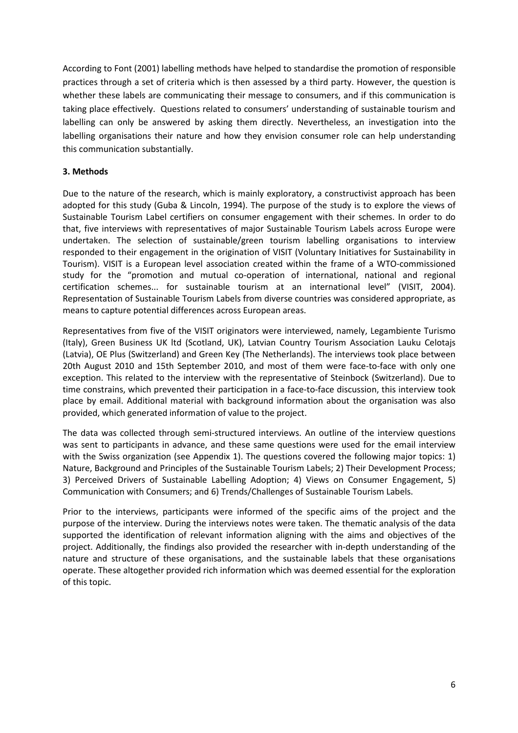According to Font (2001) labelling methods have helped to standardise the promotion of responsible practices through a set of criteria which is then assessed by a third party. However, the question is whether these labels are communicating their message to consumers, and if this communication is taking place effectively. Questions related to consumers' understanding of sustainable tourism and labelling can only be answered by asking them directly. Nevertheless, an investigation into the labelling organisations their nature and how they envision consumer role can help understanding this communication substantially.

**3. Methods**

Due to the nature of the research, which is mainly exploratory, a constructivist approach has been adopted for this study (Guba & Lincoln, 1994). The purpose of the study is to explore the views of Sustainable Tourism Label certifiers on consumer engagement with their schemes. In order to do that, five interviews with representatives of major Sustainable Tourism Labels across Europe were undertaken. The selection of sustainable/green tourism labelling organisations to interview responded to their engagement in the origination of VISIT (Voluntary Initiatives for Sustainability in Tourism). VISIT is a European level association created within the frame of a WTO-commissioned study for the "promotion and mutual co-operation of international, national and regional certification schemes... for sustainable tourism at an international level" (VISIT, 2004). Representation of Sustainable Tourism Labels from diverse countries was considered appropriate, as means to capture potential differences across European areas.

Representatives from five of the VISIT originators were interviewed, namely, Legambiente Turismo (Italy), Green Business UK ltd (Scotland, UK), Latvian Country Tourism Association Lauku Celotajs (Latvia), OE Plus (Switzerland) and Green Key (The Netherlands). The interviews took place between 20th August 2010 and 15th September 2010, and most of them were face-to-face with only one exception. This related to the interview with the representative of Steinbock (Switzerland). Due to time constrains, which prevented their participation in a face-to-face discussion, this interview took place by email. Additional material with background information about the organisation was also provided, which generated information of value to the project.

The data was collected through semi-structured interviews. An outline of the interview questions was sent to participants in advance, and these same questions were used for the email interview with the Swiss organization (see Appendix 1). The questions covered the following major topics: 1) Nature, Background and Principles of the Sustainable Tourism Labels; 2) Their Development Process; 3) Perceived Drivers of Sustainable Labelling Adoption; 4) Views on Consumer Engagement, 5) Communication with Consumers; and 6) Trends/Challenges of Sustainable Tourism Labels.

Prior to the interviews, participants were informed of the specific aims of the project and the purpose of the interview. During the interviews notes were taken. The thematic analysis of the data supported the identification of relevant information aligning with the aims and objectives of the project. Additionally, the findings also provided the researcher with in-depth understanding of the nature and structure of these organisations, and the sustainable labels that these organisations operate. These altogether provided rich information which was deemed essential for the exploration of this topic.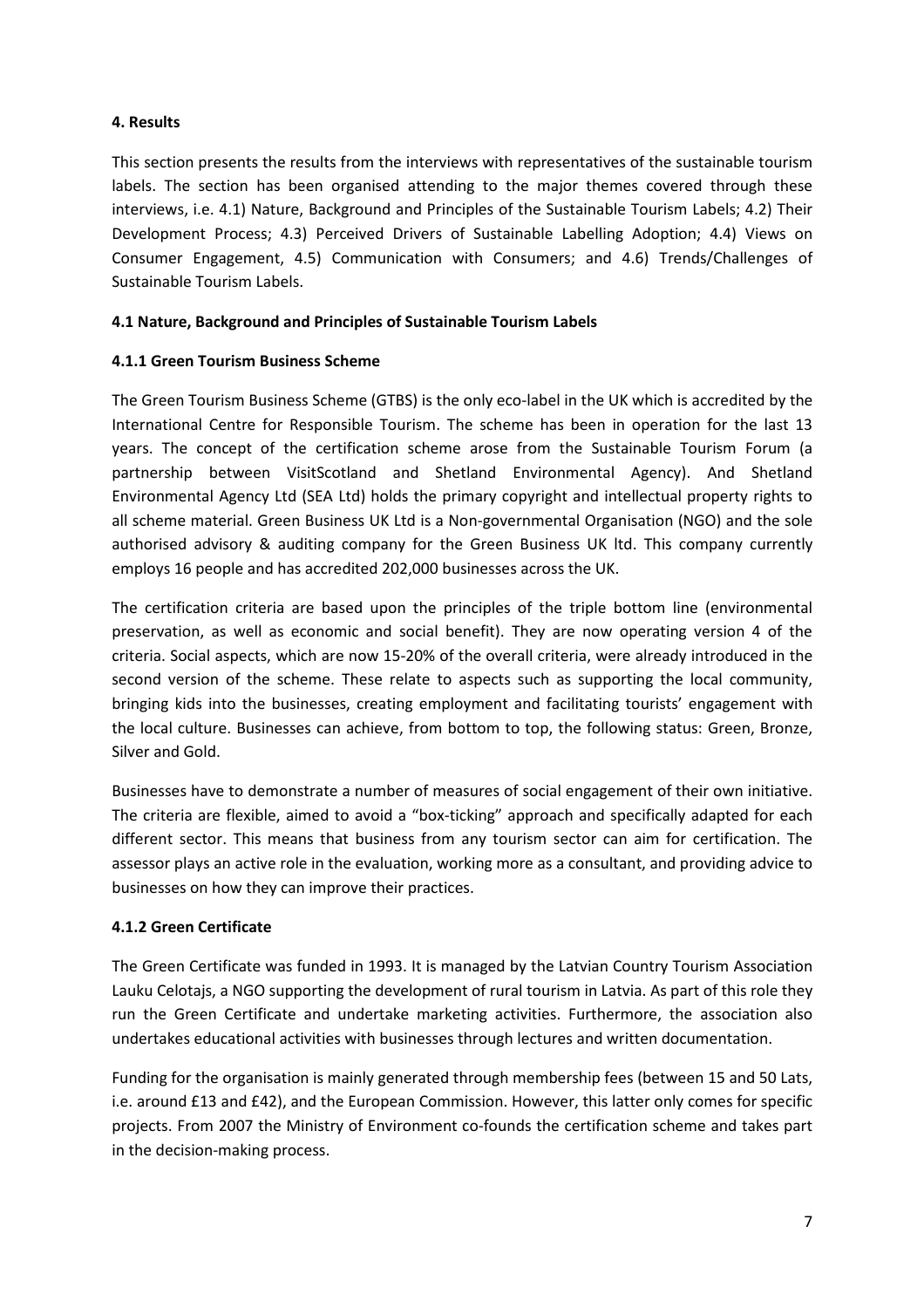## 4. Results

This section presents the results from the interviews with representatives of the sustainable tourism labels. The section has been organised attending to the major themes covered through these interviews, i.e. 4.1) Nature, Background and Principles of the Sustainable Tourism Labels; 4.2) Their Development Process; 4.3) Perceived Drivers of Sustainable Labelling Adoption; 4.4) Views on Consumer Engagement, 4.5) Communication with Consumers; and 4.6) Trends/Challenges of Sustainable Tourism Labels.

### 4.1 Nature, Background and Principles of Sustainable Tourism Labels

#### 4.1.1 Green Tourism Business Scheme

The Green Tourism Business Scheme (GTBS) is the only eco-label in the UK which is accredited by the International Centre for Responsible Tourism. The scheme has been in operation for the last 13 years. The concept of the certification scheme arose from the Sustainable Tourism Forum (a partnership between VisitScotland and Shetland Environmental Agency). And Shetland Environmental Agency Ltd (SEA Ltd) holds the primary copyright and intellectual property rights to all scheme material. Green Business UK Ltd is a Non-governmental Organisation (NGO) and the sole authorised advisory & auditing company for the Green Business UK ltd. This company currently employs 16 people and has accredited 202,000 businesses across the UK.

The certification criteria are based upon the principles of the triple bottom line (environmental preservation, as well as economic and social benefit). They are now operating version 4 of the criteria. Social aspects, which are now 15-20% of the overall criteria, were already introduced in the second version of the scheme. These relate to aspects such as supporting the local community, bringing kids into the businesses, creating employment and facilitating tourists' engagement with the local culture. Businesses can achieve, from bottom to top, the following status: Green, Bronze, Silver and Gold.

Businesses have to demonstrate a number of measures of social engagement of their own initiative. The criteria are flexible, aimed to avoid a "box-ticking" approach and specifically adapted for each different sector. This means that business from any tourism sector can aim for certification. The assessor plays an active role in the evaluation, working more as a consultant, and providing advice to businesses on how they can improve their practices.

#### 4.1.2 Green Certificate

The Green Certificate was funded in 1993. It is managed by the Latvian Country Tourism Association Lauku Celotajs, a NGO supporting the development of rural tourism in Latvia. As part of this role they run the Green Certificate and undertake marketing activities. Furthermore, the association also undertakes educational activities with businesses through lectures and written documentation.

Funding for the organisation is mainly generated through membership fees (between 15 and 50 Lats, i.e. around £13 and £42), and the European Commission. However, this latter only comes for specific projects. From 2007 the Ministry of Environment co-founds the certification scheme and takes part in the decision-making process.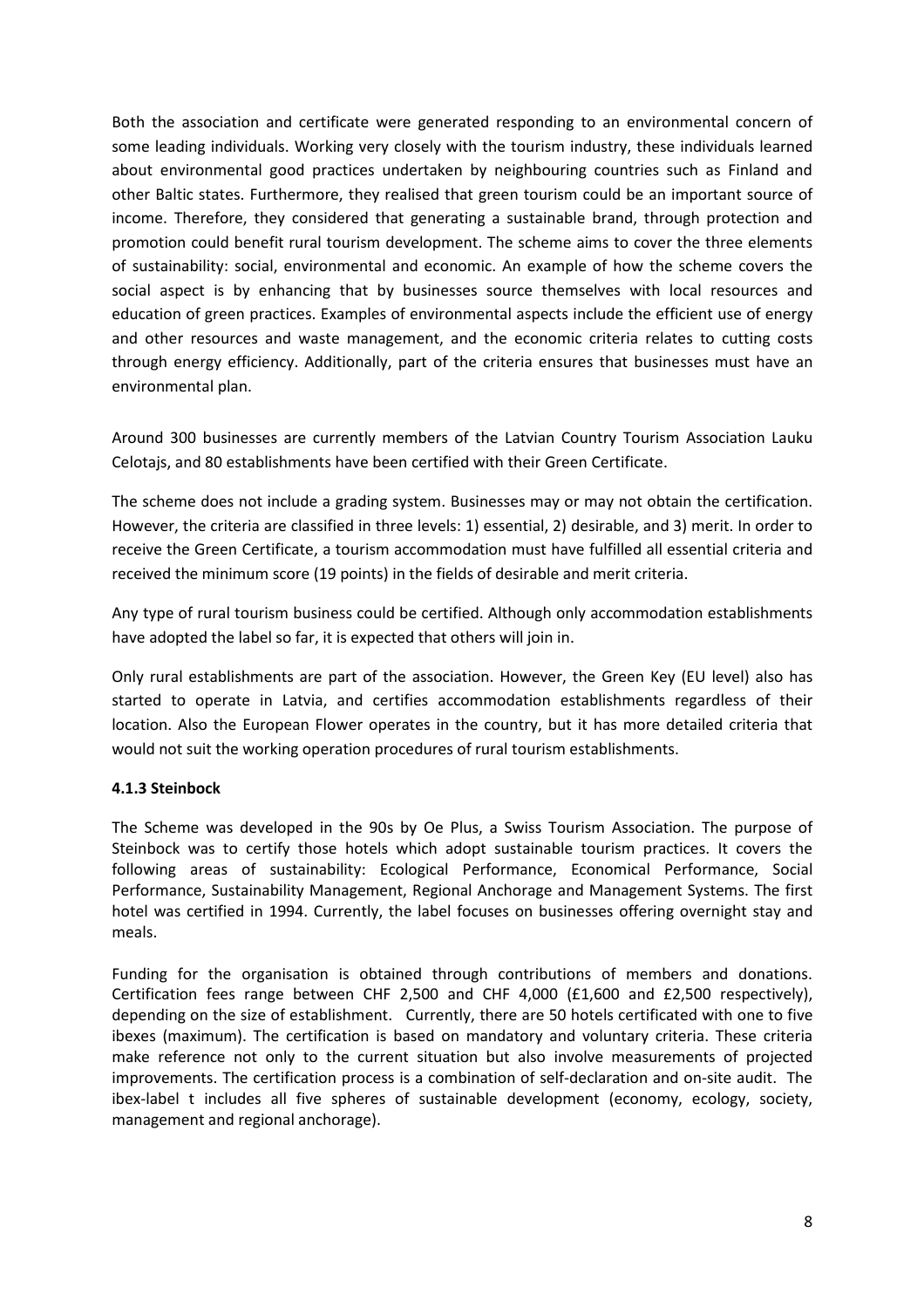Both the association and certificate were generated responding to an environmental concern of some leading individuals. Working very closely with the tourism industry, these individuals learned about environmental good practices undertaken by neighbouring countries such as Finland and other Baltic states. Furthermore, they realised that green tourism could be an important source of income. Therefore, they considered that generating a sustainable brand, through protection and promotion could benefit rural tourism development. The scheme aims to cover the three elements of sustainability: social, environmental and economic. An example of how the scheme covers the social aspect is by enhancing that by businesses source themselves with local resources and education of green practices. Examples of environmental aspects include the efficient use of energy and other resources and waste management, and the economic criteria relates to cutting costs through energy efficiency. Additionally, part of the criteria ensures that businesses must have an environmental plan.

Around 300 businesses are currently members of the Latvian Country Tourism Association Lauku Celotajs, and 80 establishments have been certified with their Green Certificate.

The scheme does not include a grading system. Businesses may or may not obtain the certification. However, the criteria are classified in three levels: 1) essential, 2) desirable, and 3) merit. In order to receive the Green Certificate, a tourism accommodation must have fulfilled all essential criteria and received the minimum score (19 points) in the fields of desirable and merit criteria.

Any type of rural tourism business could be certified. Although only accommodation establishments have adopted the label so far, it is expected that others will join in.

Only rural establishments are part of the association. However, the Green Key (EU level) also has started to operate in Latvia, and certifies accommodation establishments regardless of their location. Also the European Flower operates in the country, but it has more detailed criteria that would not suit the working operation procedures of rural tourism establishments.

#### 4.1.3 Steinbock

The Scheme was developed in the 90s by Oe Plus, a Swiss Tourism Association. The purpose of Steinbock was to certify those hotels which adopt sustainable tourism practices. It covers the following areas of sustainability: Ecological Performance, Economical Performance, Social Performance, Sustainability Management, Regional Anchorage and Management Systems. The first hotel was certified in 1994. Currently, the label focuses on businesses offering overnight stay and meals.

Funding for the organisation is obtained through contributions of members and donations. Certification fees range between CHF 2,500 and CHF 4,000 (£1,600 and £2,500 respectively), depending on the size of establishment. Currently, there are 50 hotels certificated with one to five ibexes (maximum). The certification is based on mandatory and voluntary criteria. These criteria make reference not only to the current situation but also involve measurements of projected improvements. The certification process is a combination of self-declaration and on-site audit. The ibex-label t includes all five spheres of sustainable development (economy, ecology, society, management and regional anchorage).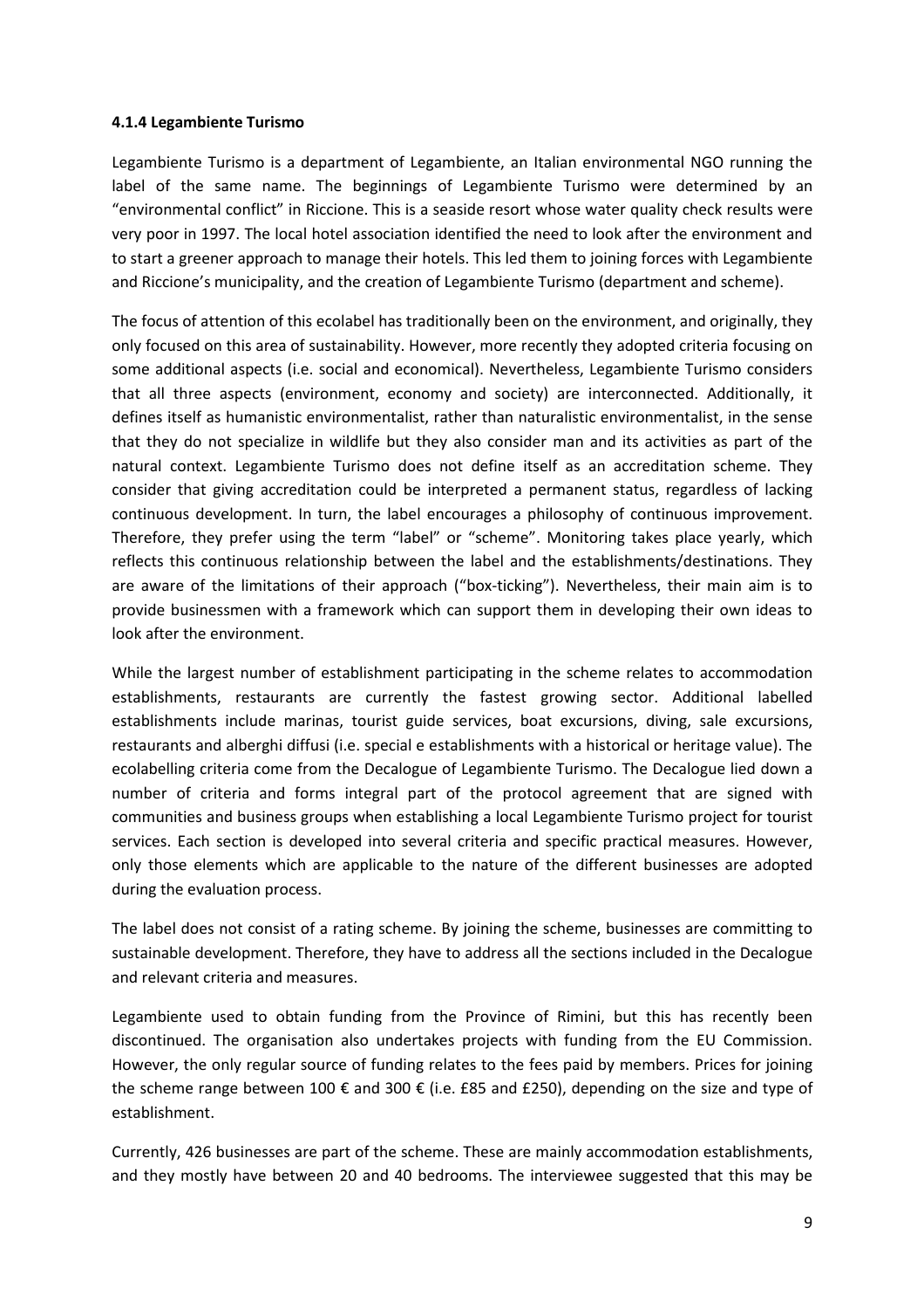#### 4.1.4 Legambiente Turismo

Legambiente Turismo is a department of Legambiente, an Italian environmental NGO running the label of the same name. The beginnings of Legambiente Turismo were determined by an "environmental conflict" in Riccione. This is a seaside resort whose water quality check results were very poor in 1997. The local hotel association identified the need to look after the environment and to start a greener approach to manage their hotels. This led them to joining forces with Legambiente and Riccione's municipality, and the creation of Legambiente Turismo (department and scheme).

The focus of attention of this ecolabel has traditionally been on the environment, and originally, they only focused on this area of sustainability. However, more recently they adopted criteria focusing on some additional aspects (i.e. social and economical). Nevertheless, Legambiente Turismo considers that all three aspects (environment, economy and society) are interconnected. Additionally, it defines itself as humanistic environmentalist, rather than naturalistic environmentalist, in the sense that they do not specialize in wildlife but they also consider man and its activities as part of the natural context. Legambiente Turismo does not define itself as an accreditation scheme. They consider that giving accreditation could be interpreted a permanent status, regardless of lacking continuous development. In turn, the label encourages a philosophy of continuous improvement. Therefore, they prefer using the term "label" or "scheme". Monitoring takes place yearly, which reflects this continuous relationship between the label and the establishments/destinations. They are aware of the limitations of their approach ("box-ticking"). Nevertheless, their main aim is to provide businessmen with a framework which can support them in developing their own ideas to look after the environment.

While the largest number of establishment participating in the scheme relates to accommodation establishments, restaurants are currently the fastest growing sector. Additional labelled establishments include marinas, tourist guide services, boat excursions, diving, sale excursions, restaurants and alberghi diffusi (i.e. special e establishments with a historical or heritage value). The ecolabelling criteria come from the Decalogue of Legambiente Turismo. The Decalogue lied down a number of criteria and forms integral part of the protocol agreement that are signed with communities and business groups when establishing a local Legambiente Turismo project for tourist services. Each section is developed into several criteria and specific practical measures. However, only those elements which are applicable to the nature of the different businesses are adopted during the evaluation process.

The label does not consist of a rating scheme. By joining the scheme, businesses are committing to sustainable development. Therefore, they have to address all the sections included in the Decalogue and relevant criteria and measures.

Legambiente used to obtain funding from the Province of Rimini, but this has recently been discontinued. The organisation also undertakes projects with funding from the EU Commission. However, the only regular source of funding relates to the fees paid by members. Prices for joining the scheme range between 100 € and 300 € (i.e. £85 and £250), depending on the size and type of establishment.

Currently, 426 businesses are part of the scheme. These are mainly accommodation establishments, and they mostly have between 20 and 40 bedrooms. The interviewee suggested that this may be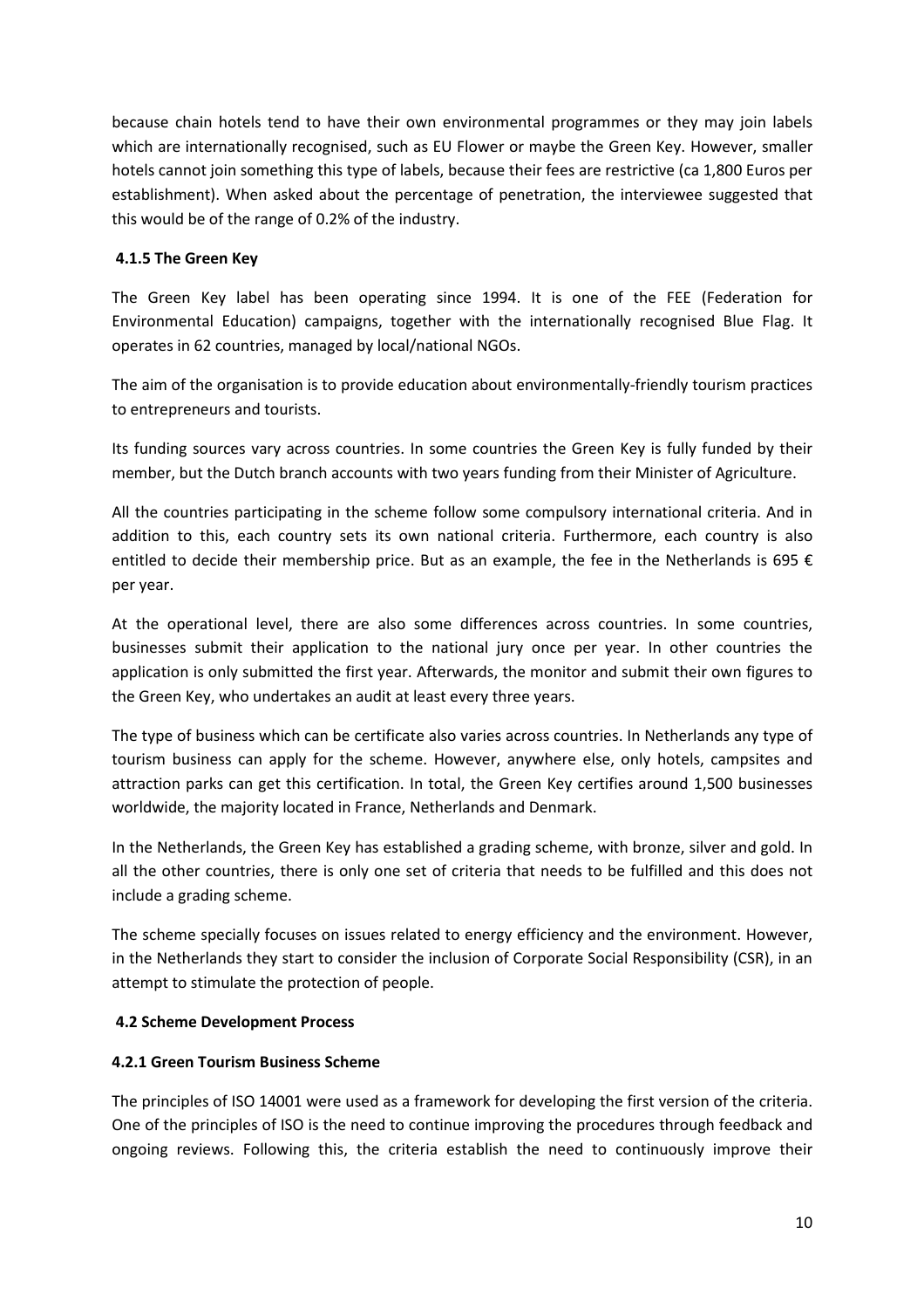because chain hotels tend to have their own environmental programmes or they may join labels which are internationally recognised, such as EU Flower or maybe the Green Key. However, smaller hotels cannot join something this type of labels, because their fees are restrictive (ca 1,800 Euros per establishment). When asked about the percentage of penetration, the interviewee suggested that this would be of the range of 0.2% of the industry.

### 4.1.5 The Green Key

The Green Key label has been operating since 1994. It is one of the FEE (Federation for Environmental Education) campaigns, together with the internationally recognised Blue Flag. It operates in 62 countries, managed by local/national NGOs.

The aim of the organisation is to provide education about environmentally-friendly tourism practices to entrepreneurs and tourists.

Its funding sources vary across countries. In some countries the Green Key is fully funded by their member, but the Dutch branch accounts with two years funding from their Minister of Agriculture.

All the countries participating in the scheme follow some compulsory international criteria. And in addition to this, each country sets its own national criteria. Furthermore, each country is also entitled to decide their membership price. But as an example, the fee in the Netherlands is 695 € per year.

At the operational level, there are also some differences across countries. In some countries, businesses submit their application to the national jury once per year. In other countries the application is only submitted the first year. Afterwards, the monitor and submit their own figures to the Green Key, who undertakes an audit at least every three years.

The type of business which can be certificate also varies across countries. In Netherlands any type of tourism business can apply for the scheme. However, anywhere else, only hotels, campsites and attraction parks can get this certification. In total, the Green Key certifies around 1,500 businesses worldwide, the majority located in France, Netherlands and Denmark.

In the Netherlands, the Green Key has established a grading scheme, with bronze, silver and gold. In all the other countries, there is only one set of criteria that needs to be fulfilled and this does not include a grading scheme.

The scheme specially focuses on issues related to energy efficiency and the environment. However, in the Netherlands they start to consider the inclusion of Corporate Social Responsibility (CSR), in an attempt to stimulate the protection of people.

## 4.2 Scheme Development Process

### 4.2.1 Green Tourism Business Scheme

The principles of ISO 14001 were used as a framework for developing the first version of the criteria. One of the principles of ISO is the need to continue improving the procedures through feedback and ongoing reviews. Following this, the criteria establish the need to continuously improve their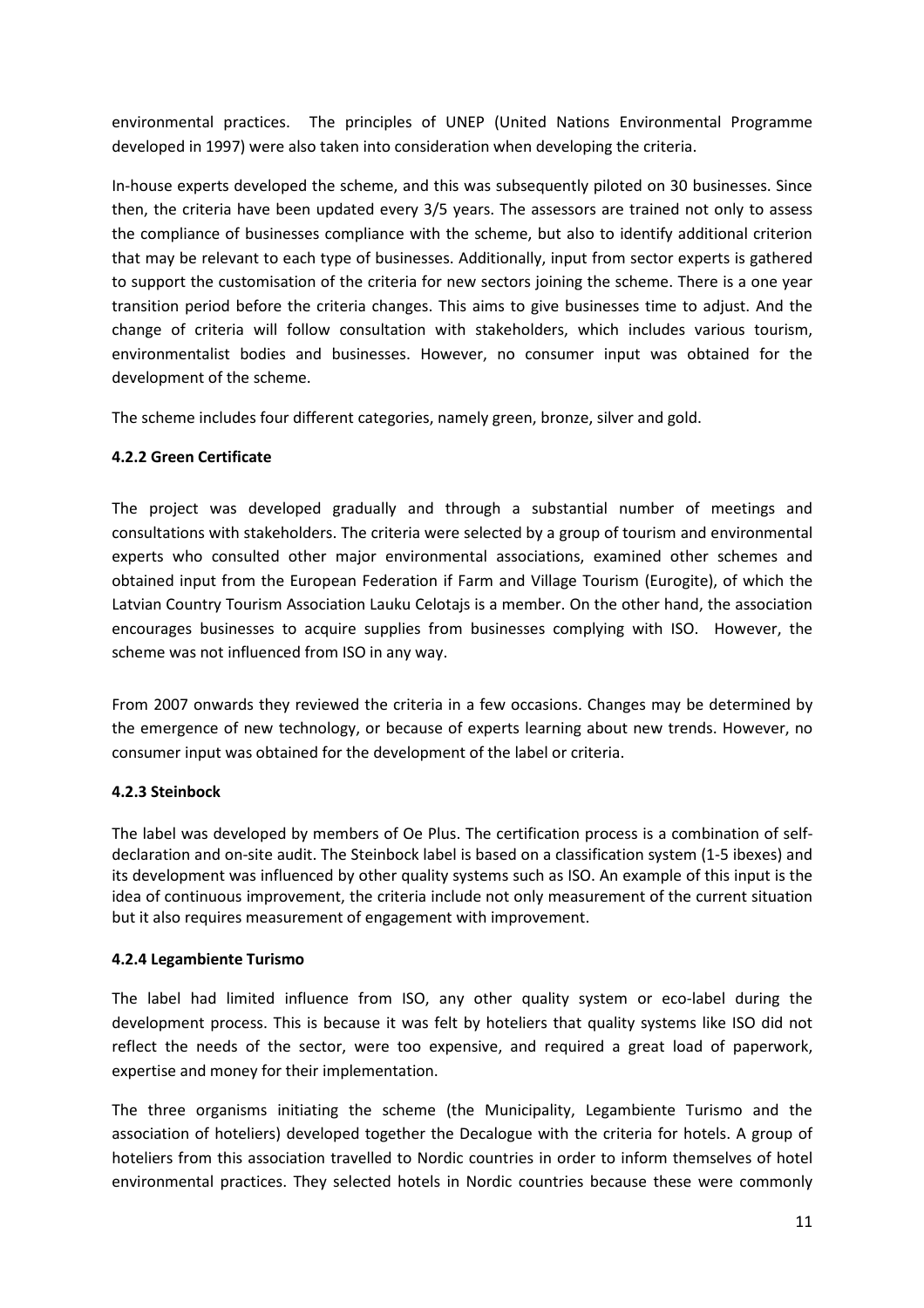environmental practices. The principles of UNEP (United Nations Environmental Programme developed in 1997) were also taken into consideration when developing the criteria.

In-house experts developed the scheme, and this was subsequently piloted on 30 businesses. Since then, the criteria have been updated every 3/5 years. The assessors are trained not only to assess the compliance of businesses compliance with the scheme, but also to identify additional criterion that may be relevant to each type of businesses. Additionally, input from sector experts is gathered to support the customisation of the criteria for new sectors joining the scheme. There is a one year transition period before the criteria changes. This aims to give businesses time to adjust. And the change of criteria will follow consultation with stakeholders, which includes various tourism, environmentalist bodies and businesses. However, no consumer input was obtained for the development of the scheme.

The scheme includes four different categories, namely green, bronze, silver and gold.

### 4.2.2 Green Certificate

The project was developed gradually and through a substantial number of meetings and consultations with stakeholders. The criteria were selected by a group of tourism and environmental experts who consulted other major environmental associations, examined other schemes and obtained input from the European Federation if Farm and Village Tourism (Eurogite), of which the Latvian Country Tourism Association Lauku Celotajs is a member. On the other hand, the association encourages businesses to acquire supplies from businesses complying with ISO. However, the scheme was not influenced from ISO in any way.

From 2007 onwards they reviewed the criteria in a few occasions. Changes may be determined by the emergence of new technology, or because of experts learning about new trends. However, no consumer input was obtained for the development of the label or criteria.

### 4.2.3 Steinbock

The label was developed by members of Oe Plus. The certification process is a combination of self-declaration and on-site audit. The Steinbock label is based on a classification system (1-5 ibexes) and its development was influenced by other quality systems such as ISO. An example of this input is the idea of continuous improvement, the criteria include not only measurement of the current situation but it also requires measurement of engagement with improvement.

### 4.2.4 Legambiente Turismo

The label had limited influence from ISO, any other quality system or eco-label during the development process. This is because it was felt by hoteliers that quality systems like ISO did not reflect the needs of the sector, were too expensive, and required a great load of paperwork, expertise and money for their implementation.

The three organisms initiating the scheme (the Municipality, Legambiente Turismo and the association of hoteliers) developed together the Decalogue with the criteria for hotels. A group of hoteliers from this association travelled to Nordic countries in order to inform themselves of hotel environmental practices. They selected hotels in Nordic countries because these were commonly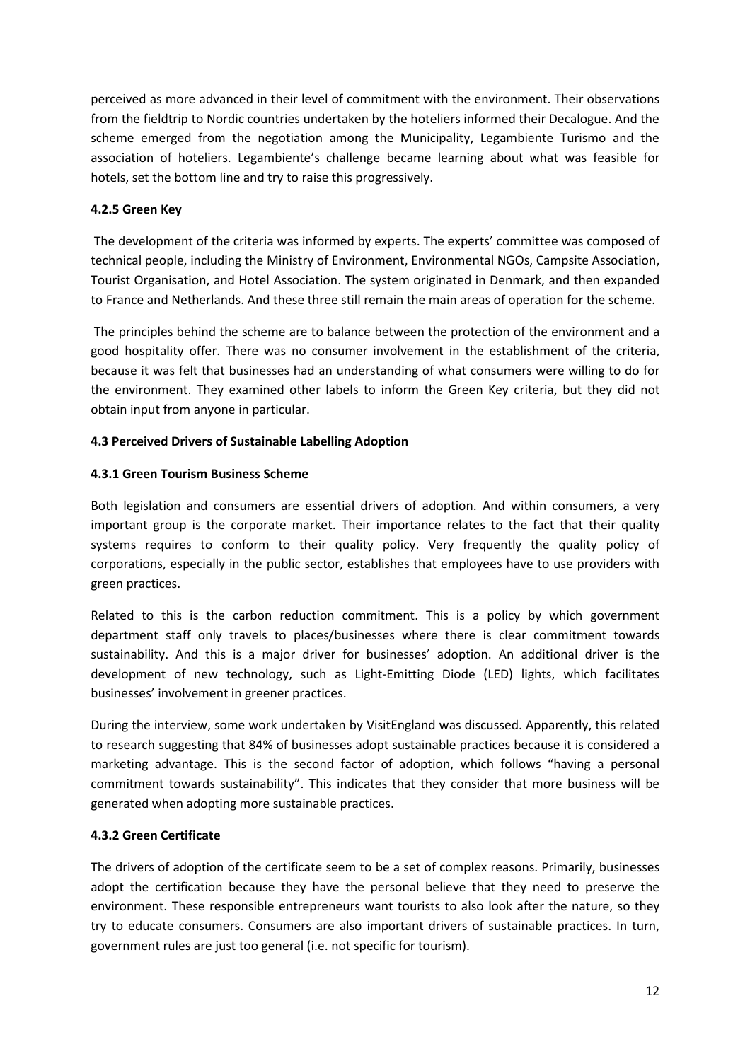perceived as more advanced in their level of commitment with the environment. Their observations from the fieldtrip to Nordic countries undertaken by the hoteliers informed their Decalogue. And the scheme emerged from the negotiation among the Municipality, Legambiente Turismo and the association of hoteliers. Legambiente's challenge became learning about what was feasible for hotels, set the bottom line and try to raise this progressively.

#### 4.2.5 Green Key

The development of the criteria was informed by experts. The experts' committee was composed of technical people, including the Ministry of Environment, Environmental NGOs, Campsite Association, Tourist Organisation, and Hotel Association. The system originated in Denmark, and then expanded to France and Netherlands. And these three still remain the main areas of operation for the scheme.

The principles behind the scheme are to balance between the protection of the environment and a good hospitality offer. There was no consumer involvement in the establishment of the criteria, because it was felt that businesses had an understanding of what consumers were willing to do for the environment. They examined other labels to inform the Green Key criteria, but they did not obtain input from anyone in particular.

### 4.3 Perceived Drivers of Sustainable Labelling Adoption

#### 4.3.1 Green Tourism Business Scheme

Both legislation and consumers are essential drivers of adoption. And within consumers, a very important group is the corporate market. Their importance relates to the fact that their quality systems requires to conform to their quality policy. Very frequently the quality policy of corporations, especially in the public sector, establishes that employees have to use providers with green practices.

Related to this is the carbon reduction commitment. This is a policy by which government department staff only travels to places/businesses where there is clear commitment towards sustainability. And this is a major driver for businesses' adoption. An additional driver is the development of new technology, such as Light-Emitting Diode (LED) lights, which facilitates businesses' involvement in greener practices.

During the interview, some work undertaken by VisitEngland was discussed. Apparently, this related to research suggesting that 84% of businesses adopt sustainable practices because it is considered a marketing advantage. This is the second factor of adoption, which follows "having a personal commitment towards sustainability". This indicates that they consider that more business will be generated when adopting more sustainable practices.

#### 4.3.2 Green Certificate

The drivers of adoption of the certificate seem to be a set of complex reasons. Primarily, businesses adopt the certification because they have the personal believe that they need to preserve the environment. These responsible entrepreneurs want tourists to also look after the nature, so they try to educate consumers. Consumers are also important drivers of sustainable practices. In turn, government rules are just too general (i.e. not specific for tourism).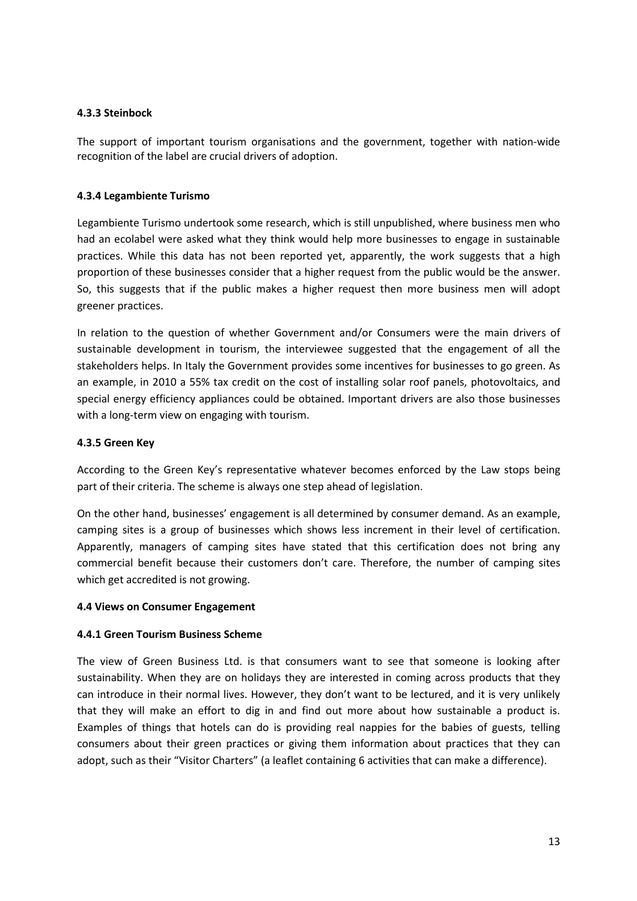#### 4.3.3 Steinbock

The support of important tourism organisations and the government, together with nation-wide recognition of the label are crucial drivers of adoption.

#### 4.3.4 Legambiente Turismo

Legambiente Turismo undertook some research, which is still unpublished, where business men who had an ecolabel were asked what they think would help more businesses to engage in sustainable practices. While this data has not been reported yet, apparently, the work suggests that a high proportion of these businesses consider that a higher request from the public would be the answer. So, this suggests that if the public makes a higher request then more business men will adopt greener practices.

In relation to the question of whether Government and/or Consumers were the main drivers of sustainable development in tourism, the interviewee suggested that the engagement of all the stakeholders helps. In Italy the Government provides some incentives for businesses to go green. As an example, in 2010 a 55% tax credit on the cost of installing solar roof panels, photovoltaics, and special energy efficiency appliances could be obtained. Important drivers are also those businesses with a long-term view on engaging with tourism.

#### 4.3.5 Green Key

According to the Green Key's representative whatever becomes enforced by the Law stops being part of their criteria. The scheme is always one step ahead of legislation.

On the other hand, businesses' engagement is all determined by consumer demand. As an example, camping sites is a group of businesses which shows less increment in their level of certification. Apparently, managers of camping sites have stated that this certification does not bring any commercial benefit because their customers don't care. Therefore, the number of camping sites which get accredited is not growing.

### 4.4 Views on Consumer Engagement

#### 4.4.1 Green Tourism Business Scheme

The view of Green Business Ltd. is that consumers want to see that someone is looking after sustainability. When they are on holidays they are interested in coming across products that they can introduce in their normal lives. However, they don't want to be lectured, and it is very unlikely that they will make an effort to dig in and find out more about how sustainable a product is. Examples of things that hotels can do is providing real nappies for the babies of guests, telling consumers about their green practices or giving them information about practices that they can adopt, such as their "Visitor Charters" (a leaflet containing 6 activities that can make a difference).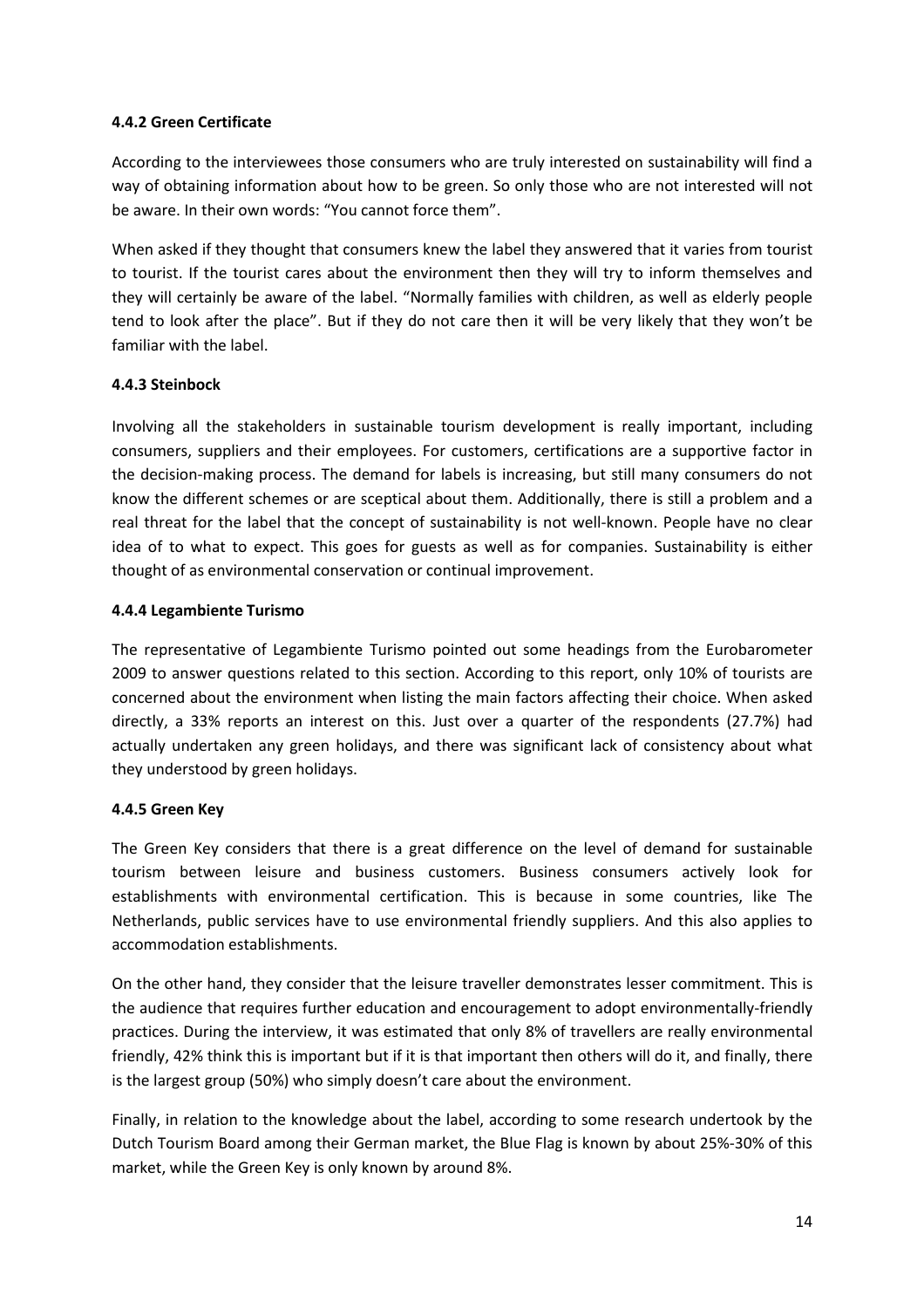### 4.4.2 Green Certificate

According to the interviewees those consumers who are truly interested on sustainability will find a way of obtaining information about how to be green. So only those who are not interested will not be aware. In their own words: “You cannot force them”.

When asked if they thought that consumers knew the label they answered that it varies from tourist to tourist. If the tourist cares about the environment then they will try to inform themselves and they will certainly be aware of the label. “Normally families with children, as well as elderly people tend to look after the place”. But if they do not care then it will be very likely that they won’t be familiar with the label.

### 4.4.3 Steinbock

Involving all the stakeholders in sustainable tourism development is really important, including consumers, suppliers and their employees. For customers, certifications are a supportive factor in the decision-making process. The demand for labels is increasing, but still many consumers do not know the different schemes or are sceptical about them. Additionally, there is still a problem and a real threat for the label that the concept of sustainability is not well-known. People have no clear idea of to what to expect. This goes for guests as well as for companies. Sustainability is either thought of as environmental conservation or continual improvement.

### 4.4.4 Legambiente Turismo

The representative of Legambiente Turismo pointed out some headings from the Eurobarometer 2009 to answer questions related to this section. According to this report, only 10% of tourists are concerned about the environment when listing the main factors affecting their choice. When asked directly, a 33% reports an interest on this. Just over a quarter of the respondents (27.7%) had actually undertaken any green holidays, and there was significant lack of consistency about what they understood by green holidays.

### 4.4.5 Green Key

The Green Key considers that there is a great difference on the level of demand for sustainable tourism between leisure and business customers. Business consumers actively look for establishments with environmental certification. This is because in some countries, like The Netherlands, public services have to use environmental friendly suppliers. And this also applies to accommodation establishments.

On the other hand, they consider that the leisure traveller demonstrates lesser commitment. This is the audience that requires further education and encouragement to adopt environmentally-friendly practices. During the interview, it was estimated that only 8% of travellers are really environmental friendly, 42% think this is important but if it is that important then others will do it, and finally, there is the largest group (50%) who simply doesn’t care about the environment.

Finally, in relation to the knowledge about the label, according to some research undertook by the Dutch Tourism Board among their German market, the Blue Flag is known by about 25%-30% of this market, while the Green Key is only known by around 8%.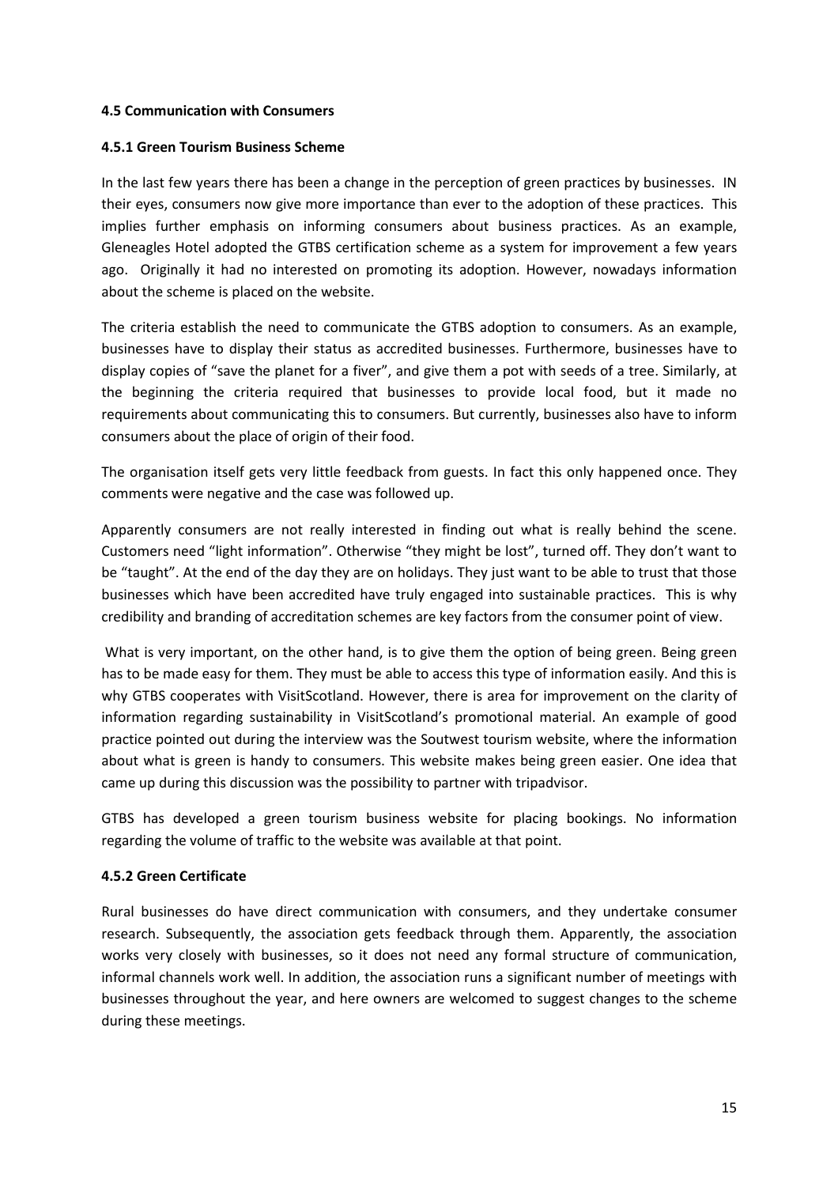### 4.5 Communication with Consumers

#### 4.5.1 Green Tourism Business Scheme

In the last few years there has been a change in the perception of green practices by businesses. IN their eyes, consumers now give more importance than ever to the adoption of these practices. This implies further emphasis on informing consumers about business practices. As an example, Gleneagles Hotel adopted the GTBS certification scheme as a system for improvement a few years ago. Originally it had no interested on promoting its adoption. However, nowadays information about the scheme is placed on the website.

The criteria establish the need to communicate the GTBS adoption to consumers. As an example, businesses have to display their status as accredited businesses. Furthermore, businesses have to display copies of "save the planet for a fiver", and give them a pot with seeds of a tree. Similarly, at the beginning the criteria required that businesses to provide local food, but it made no requirements about communicating this to consumers. But currently, businesses also have to inform consumers about the place of origin of their food.

The organisation itself gets very little feedback from guests. In fact this only happened once. They comments were negative and the case was followed up.

Apparently consumers are not really interested in finding out what is really behind the scene. Customers need "light information". Otherwise "they might be lost", turned off. They don't want to be "taught". At the end of the day they are on holidays. They just want to be able to trust that those businesses which have been accredited have truly engaged into sustainable practices. This is why credibility and branding of accreditation schemes are key factors from the consumer point of view.

What is very important, on the other hand, is to give them the option of being green. Being green has to be made easy for them. They must be able to access this type of information easily. And this is why GTBS cooperates with VisitScotland. However, there is area for improvement on the clarity of information regarding sustainability in VisitScotland's promotional material. An example of good practice pointed out during the interview was the Soutwest tourism website, where the information about what is green is handy to consumers. This website makes being green easier. One idea that came up during this discussion was the possibility to partner with tripadvisor.

GTBS has developed a green tourism business website for placing bookings. No information regarding the volume of traffic to the website was available at that point.

#### 4.5.2 Green Certificate

Rural businesses do have direct communication with consumers, and they undertake consumer research. Subsequently, the association gets feedback through them. Apparently, the association works very closely with businesses, so it does not need any formal structure of communication, informal channels work well. In addition, the association runs a significant number of meetings with businesses throughout the year, and here owners are welcomed to suggest changes to the scheme during these meetings.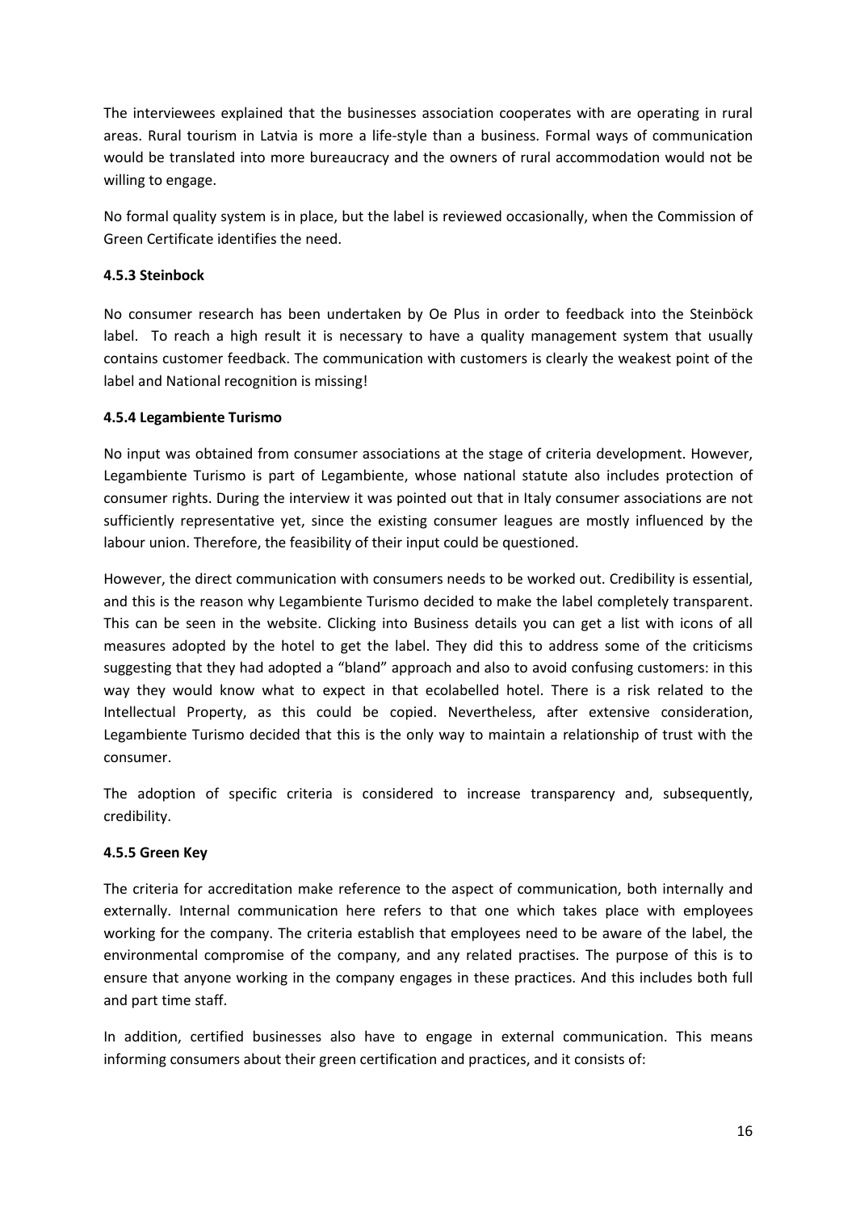The interviewees explained that the businesses association cooperates with are operating in rural areas. Rural tourism in Latvia is more a life-style than a business. Formal ways of communication would be translated into more bureaucracy and the owners of rural accommodation would not be willing to engage.

No formal quality system is in place, but the label is reviewed occasionally, when the Commission of Green Certificate identifies the need.

#### 4.5.3 Steinbock

No consumer research has been undertaken by Oe Plus in order to feedback into the Steinböck label. To reach a high result it is necessary to have a quality management system that usually contains customer feedback. The communication with customers is clearly the weakest point of the label and National recognition is missing!

#### 4.5.4 Legambiente Turismo

No input was obtained from consumer associations at the stage of criteria development. However, Legambiente Turismo is part of Legambiente, whose national statute also includes protection of consumer rights. During the interview it was pointed out that in Italy consumer associations are not sufficiently representative yet, since the existing consumer leagues are mostly influenced by the labour union. Therefore, the feasibility of their input could be questioned.

However, the direct communication with consumers needs to be worked out. Credibility is essential, and this is the reason why Legambiente Turismo decided to make the label completely transparent. This can be seen in the website. Clicking into Business details you can get a list with icons of all measures adopted by the hotel to get the label. They did this to address some of the criticisms suggesting that they had adopted a "bland" approach and also to avoid confusing customers: in this way they would know what to expect in that ecolabelled hotel. There is a risk related to the Intellectual Property, as this could be copied. Nevertheless, after extensive consideration, Legambiente Turismo decided that this is the only way to maintain a relationship of trust with the consumer.

The adoption of specific criteria is considered to increase transparency and, subsequently, credibility.

#### 4.5.5 Green Key

The criteria for accreditation make reference to the aspect of communication, both internally and externally. Internal communication here refers to that one which takes place with employees working for the company. The criteria establish that employees need to be aware of the label, the environmental compromise of the company, and any related practises. The purpose of this is to ensure that anyone working in the company engages in these practices. And this includes both full and part time staff.

In addition, certified businesses also have to engage in external communication. This means informing consumers about their green certification and practices, and it consists of: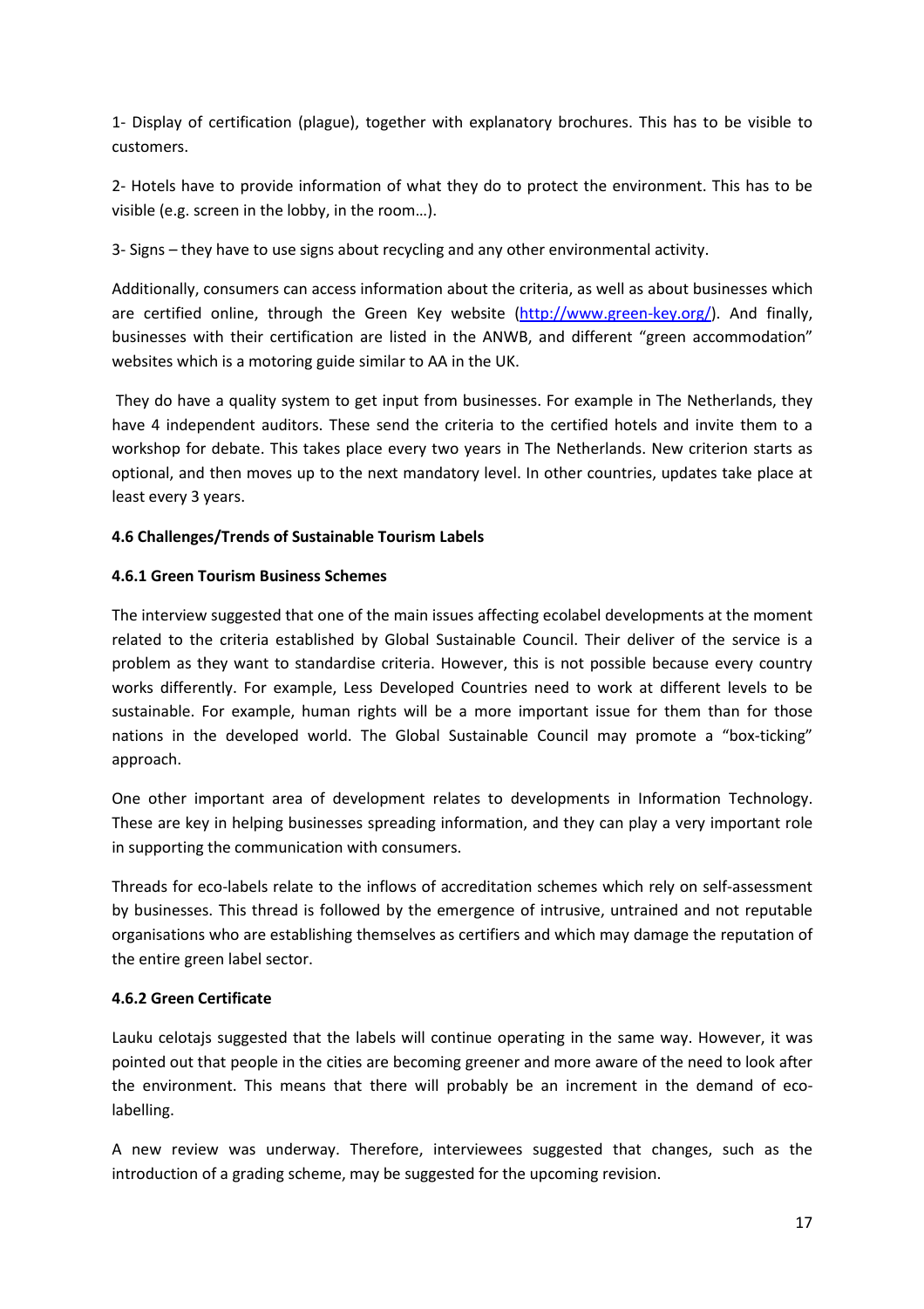1- Display of certification (plague), together with explanatory brochures. This has to be visible to customers.

2- Hotels have to provide information of what they do to protect the environment. This has to be visible (e.g. screen in the lobby, in the room…).

3- Signs – they have to use signs about recycling and any other environmental activity.

Additionally, consumers can access information about the criteria, as well as about businesses which are certified online, through the Green Key website (http://www.green-key.org/). And finally, businesses with their certification are listed in the ANWB, and different "green accommodation" websites which is a motoring guide similar to AA in the UK.

They do have a quality system to get input from businesses. For example in The Netherlands, they have 4 independent auditors. These send the criteria to the certified hotels and invite them to a workshop for debate. This takes place every two years in The Netherlands. New criterion starts as optional, and then moves up to the next mandatory level. In other countries, updates take place at least every 3 years.

### 4.6 Challenges/Trends of Sustainable Tourism Labels

#### 4.6.1 Green Tourism Business Schemes

The interview suggested that one of the main issues affecting ecolabel developments at the moment related to the criteria established by Global Sustainable Council. Their deliver of the service is a problem as they want to standardise criteria. However, this is not possible because every country works differently. For example, Less Developed Countries need to work at different levels to be sustainable. For example, human rights will be a more important issue for them than for those nations in the developed world. The Global Sustainable Council may promote a "box-ticking" approach.

One other important area of development relates to developments in Information Technology. These are key in helping businesses spreading information, and they can play a very important role in supporting the communication with consumers.

Threads for eco-labels relate to the inflows of accreditation schemes which rely on self-assessment by businesses. This thread is followed by the emergence of intrusive, untrained and not reputable organisations who are establishing themselves as certifiers and which may damage the reputation of the entire green label sector.

#### 4.6.2 Green Certificate

Lauku celotajs suggested that the labels will continue operating in the same way. However, it was pointed out that people in the cities are becoming greener and more aware of the need to look after the environment. This means that there will probably be an increment in the demand of eco-labelling.

A new review was underway. Therefore, interviewees suggested that changes, such as the introduction of a grading scheme, may be suggested for the upcoming revision.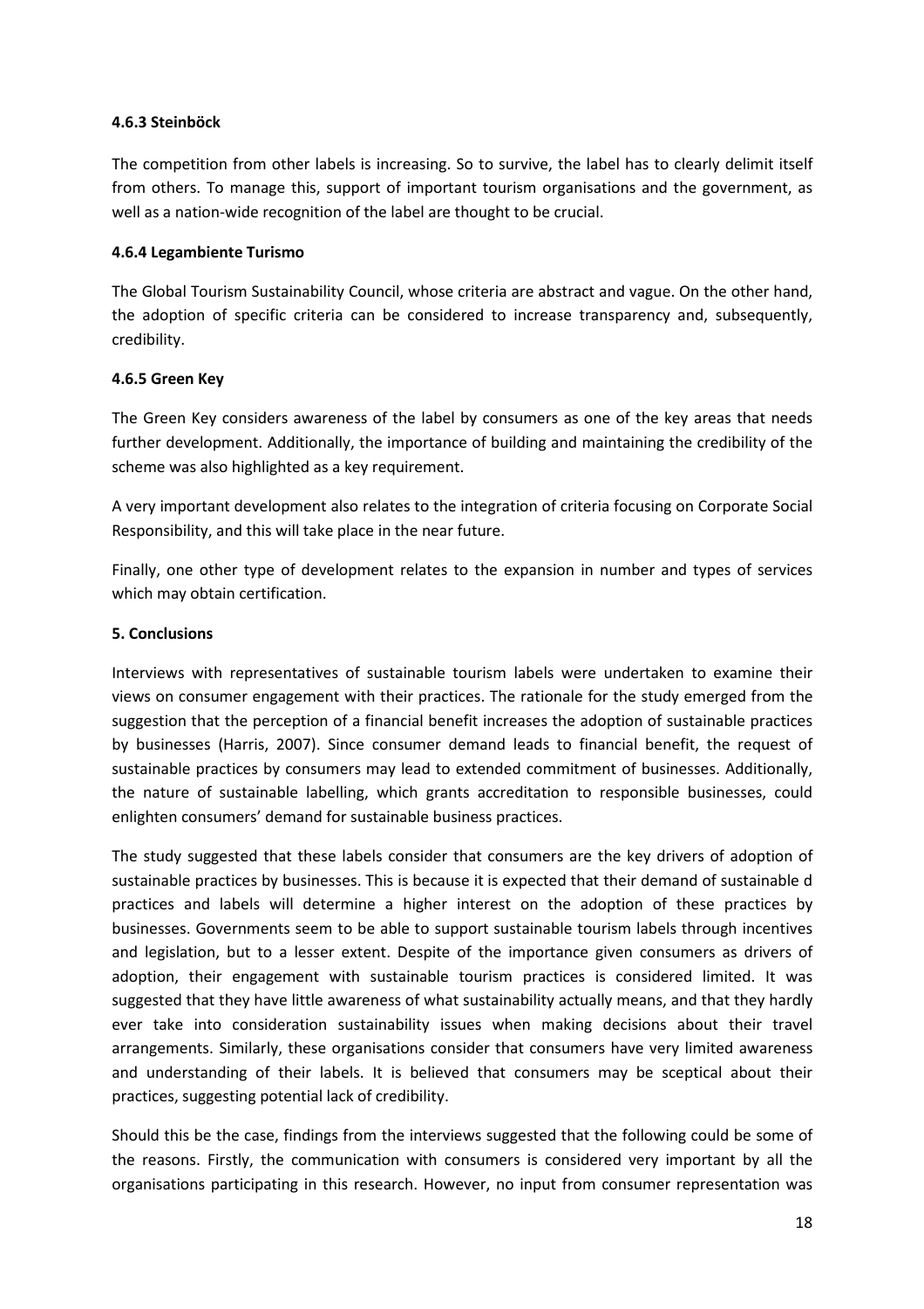#### 4.6.3 Steinböck

The competition from other labels is increasing. So to survive, the label has to clearly delimit itself from others. To manage this, support of important tourism organisations and the government, as well as a nation-wide recognition of the label are thought to be crucial.

#### 4.6.4 Legambiente Turismo

The Global Tourism Sustainability Council, whose criteria are abstract and vague. On the other hand, the adoption of specific criteria can be considered to increase transparency and, subsequently, credibility.

#### 4.6.5 Green Key

The Green Key considers awareness of the label by consumers as one of the key areas that needs further development. Additionally, the importance of building and maintaining the credibility of the scheme was also highlighted as a key requirement.

A very important development also relates to the integration of criteria focusing on Corporate Social Responsibility, and this will take place in the near future.

Finally, one other type of development relates to the expansion in number and types of services which may obtain certification.

## 5. Conclusions

Interviews with representatives of sustainable tourism labels were undertaken to examine their views on consumer engagement with their practices. The rationale for the study emerged from the suggestion that the perception of a financial benefit increases the adoption of sustainable practices by businesses (Harris, 2007). Since consumer demand leads to financial benefit, the request of sustainable practices by consumers may lead to extended commitment of businesses. Additionally, the nature of sustainable labelling, which grants accreditation to responsible businesses, could enlighten consumers' demand for sustainable business practices.

The study suggested that these labels consider that consumers are the key drivers of adoption of sustainable practices by businesses. This is because it is expected that their demand of sustainable d practices and labels will determine a higher interest on the adoption of these practices by businesses. Governments seem to be able to support sustainable tourism labels through incentives and legislation, but to a lesser extent. Despite of the importance given consumers as drivers of adoption, their engagement with sustainable tourism practices is considered limited. It was suggested that they have little awareness of what sustainability actually means, and that they hardly ever take into consideration sustainability issues when making decisions about their travel arrangements. Similarly, these organisations consider that consumers have very limited awareness and understanding of their labels. It is believed that consumers may be sceptical about their practices, suggesting potential lack of credibility.

Should this be the case, findings from the interviews suggested that the following could be some of the reasons. Firstly, the communication with consumers is considered very important by all the organisations participating in this research. However, no input from consumer representation was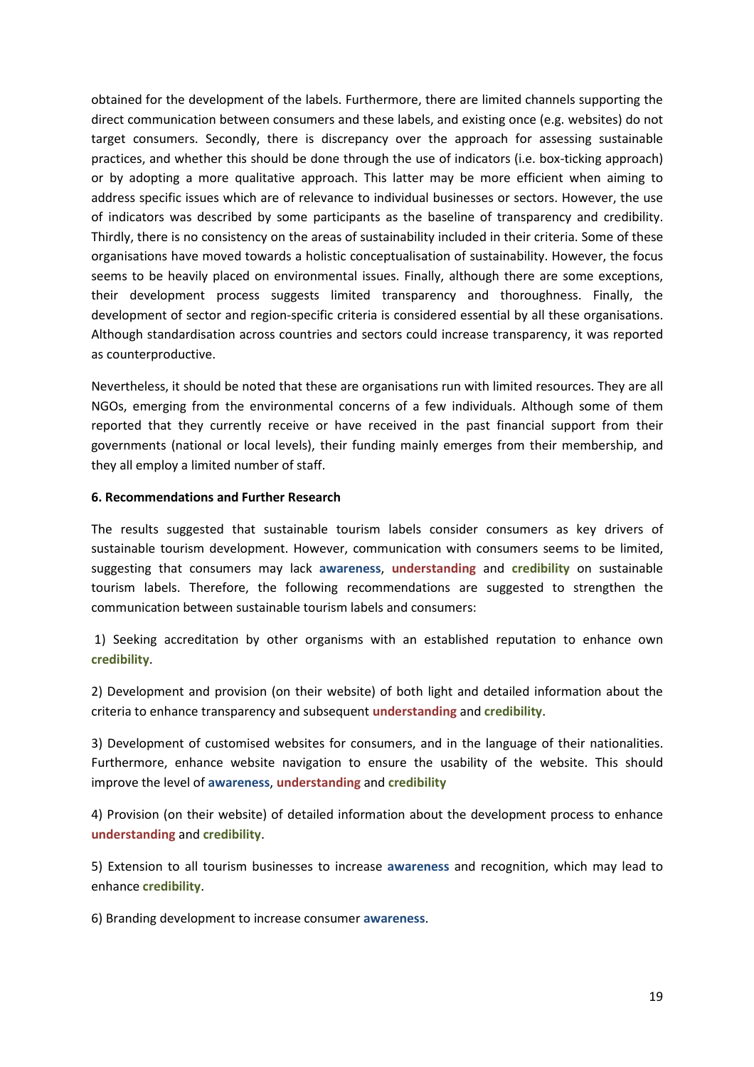obtained for the development of the labels. Furthermore, there are limited channels supporting the direct communication between consumers and these labels, and existing once (e.g. websites) do not target consumers. Secondly, there is discrepancy over the approach for assessing sustainable practices, and whether this should be done through the use of indicators (i.e. box-ticking approach) or by adopting a more qualitative approach. This latter may be more efficient when aiming to address specific issues which are of relevance to individual businesses or sectors. However, the use of indicators was described by some participants as the baseline of transparency and credibility. Thirdly, there is no consistency on the areas of sustainability included in their criteria. Some of these organisations have moved towards a holistic conceptualisation of sustainability. However, the focus seems to be heavily placed on environmental issues. Finally, although there are some exceptions, their development process suggests limited transparency and thoroughness. Finally, the development of sector and region-specific criteria is considered essential by all these organisations. Although standardisation across countries and sectors could increase transparency, it was reported as counterproductive.

Nevertheless, it should be noted that these are organisations run with limited resources. They are all NGOs, emerging from the environmental concerns of a few individuals. Although some of them reported that they currently receive or have received in the past financial support from their governments (national or local levels), their funding mainly emerges from their membership, and they all employ a limited number of staff.

### 6. Recommendations and Further Research

The results suggested that sustainable tourism labels consider consumers as key drivers of sustainable tourism development. However, communication with consumers seems to be limited, suggesting that consumers may lack **awareness**, **understanding** and **credibility** on sustainable tourism labels. Therefore, the following recommendations are suggested to strengthen the communication between sustainable tourism labels and consumers:

1) Seeking accreditation by other organisms with an established reputation to enhance own **credibility**.

2) Development and provision (on their website) of both light and detailed information about the criteria to enhance transparency and subsequent **understanding** and **credibility**.

3) Development of customised websites for consumers, and in the language of their nationalities. Furthermore, enhance website navigation to ensure the usability of the website. This should improve the level of **awareness**, **understanding** and **credibility**

4) Provision (on their website) of detailed information about the development process to enhance **understanding** and **credibility**.

5) Extension to all tourism businesses to increase **awareness** and recognition, which may lead to enhance **credibility**.

6) Branding development to increase consumer **awareness**.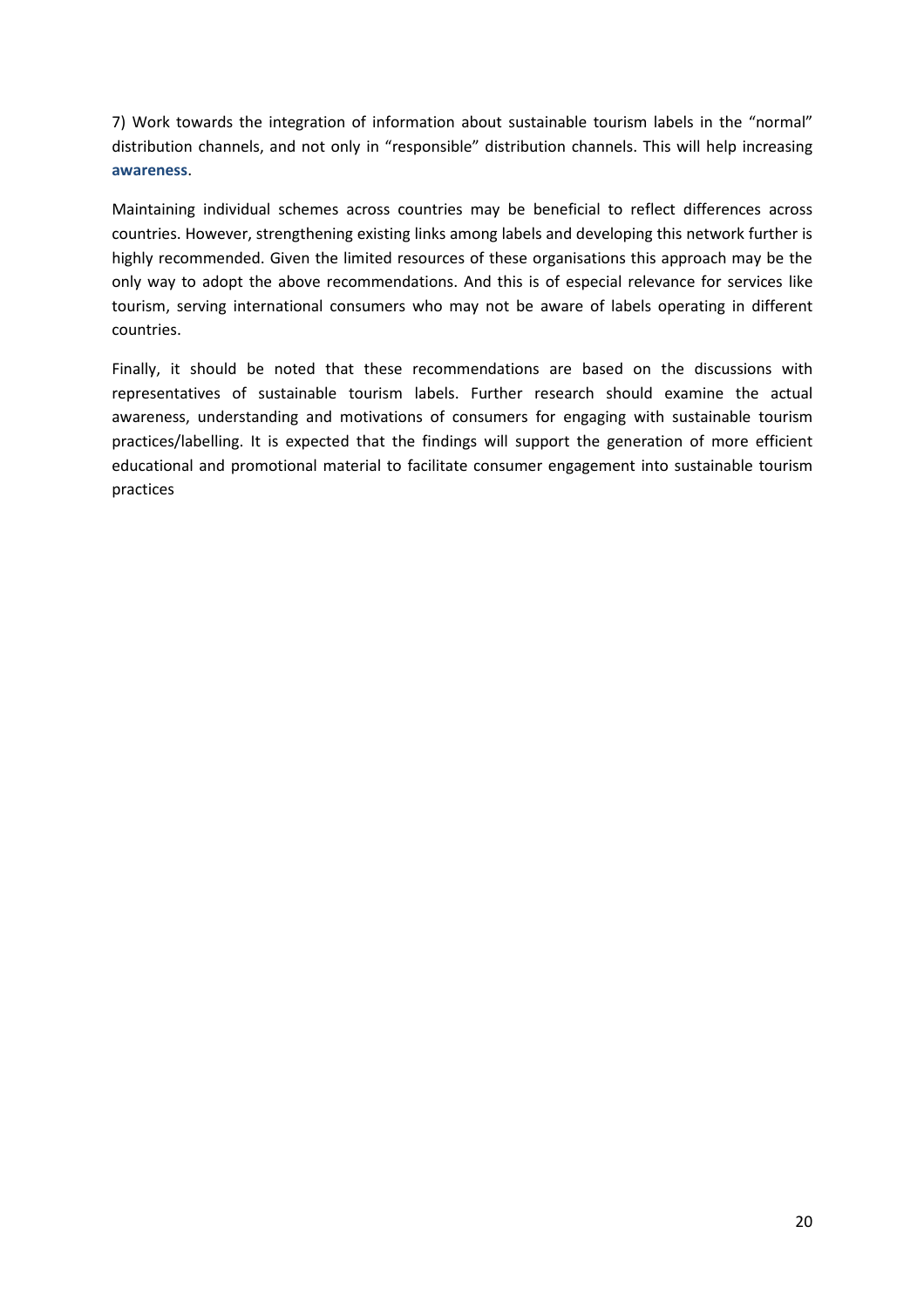7) Work towards the integration of information about sustainable tourism labels in the "normal" distribution channels, and not only in "responsible" distribution channels. This will help increasing **awareness**.

Maintaining individual schemes across countries may be beneficial to reflect differences across countries. However, strengthening existing links among labels and developing this network further is highly recommended. Given the limited resources of these organisations this approach may be the only way to adopt the above recommendations. And this is of especial relevance for services like tourism, serving international consumers who may not be aware of labels operating in different countries.

Finally, it should be noted that these recommendations are based on the discussions with representatives of sustainable tourism labels. Further research should examine the actual awareness, understanding and motivations of consumers for engaging with sustainable tourism practices/labelling. It is expected that the findings will support the generation of more efficient educational and promotional material to facilitate consumer engagement into sustainable tourism practices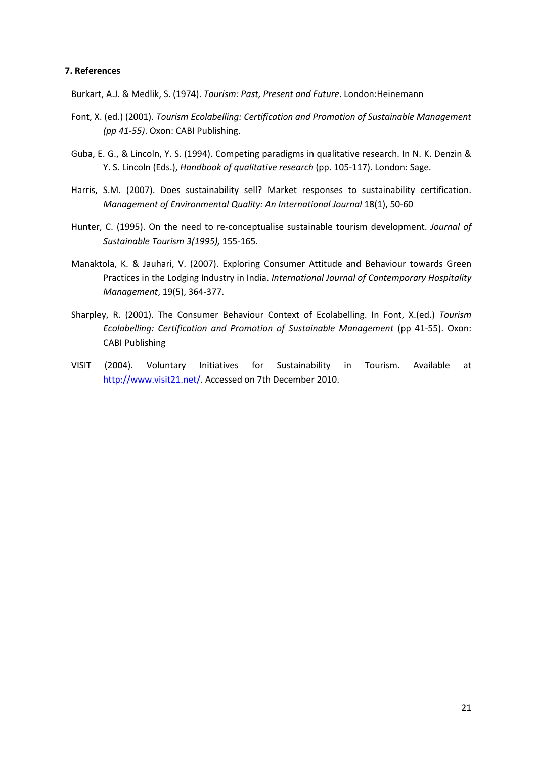## 7. References

Burkart, A.J. & Medlik, S. (1974). *Tourism: Past, Present and Future*. London:Heinemann

Font, X. (ed.) (2001). *Tourism Ecolabelling: Certification and Promotion of Sustainable Management (pp 41-55)*. Oxon: CABI Publishing.

Guba, E. G., & Lincoln, Y. S. (1994). Competing paradigms in qualitative research. In N. K. Denzin & Y. S. Lincoln (Eds.), *Handbook of qualitative research* (pp. 105-117). London: Sage.

Harris, S.M. (2007). Does sustainability sell? Market responses to sustainability certification. *Management of Environmental Quality: An International Journal* 18(1), 50-60

Hunter, C. (1995). On the need to re-conceptualise sustainable tourism development. *Journal of Sustainable Tourism 3(1995),* 155-165.

Manaktola, K. & Jauhari, V. (2007). Exploring Consumer Attitude and Behaviour towards Green Practices in the Lodging Industry in India. *International Journal of Contemporary Hospitality Management*, 19(5), 364-377.

Sharpley, R. (2001). The Consumer Behaviour Context of Ecolabelling. In Font, X.(ed.) *Tourism Ecolabelling: Certification and Promotion of Sustainable Management* (pp 41-55). Oxon: CABI Publishing

VISIT (2004). Voluntary Initiatives for Sustainability in Tourism. Available at http://www.visit21.net/. Accessed on 7th December 2010.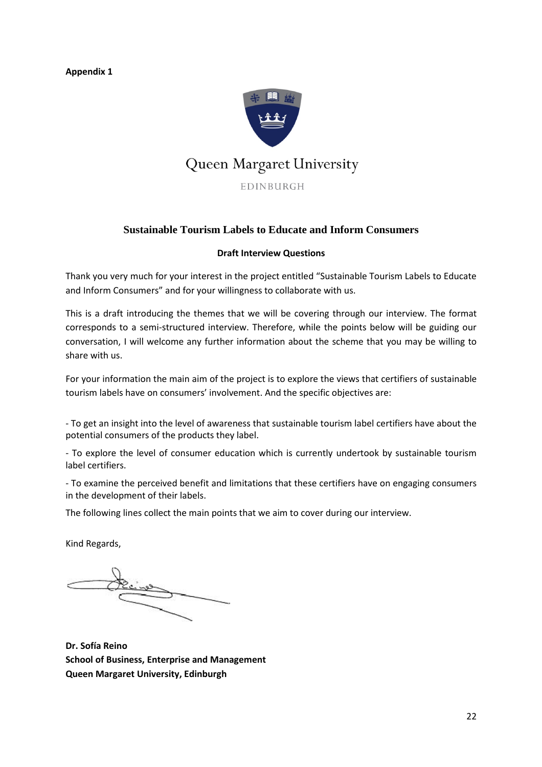**Appendix 1**

Queen Margaret University

EDINBURGH

## Sustainable Tourism Labels to Educate and Inform Consumers

**Draft Interview Questions**

Thank you very much for your interest in the project entitled “Sustainable Tourism Labels to Educate and Inform Consumers” and for your willingness to collaborate with us.

This is a draft introducing the themes that we will be covering through our interview. The format corresponds to a semi-structured interview. Therefore, while the points below will be guiding our conversation, I will welcome any further information about the scheme that you may be willing to share with us.

For your information the main aim of the project is to explore the views that certifiers of sustainable tourism labels have on consumers' involvement. And the specific objectives are:

- To get an insight into the level of awareness that sustainable tourism label certifiers have about the potential consumers of the products they label.

- To explore the level of consumer education which is currently undertook by sustainable tourism label certifiers.

- To examine the perceived benefit and limitations that these certifiers have on engaging consumers in the development of their labels.

The following lines collect the main points that we aim to cover during our interview.

Kind Regards,

**Dr. Sofía Reino**
**School of Business, Enterprise and Management**
**Queen Margaret University, Edinburgh**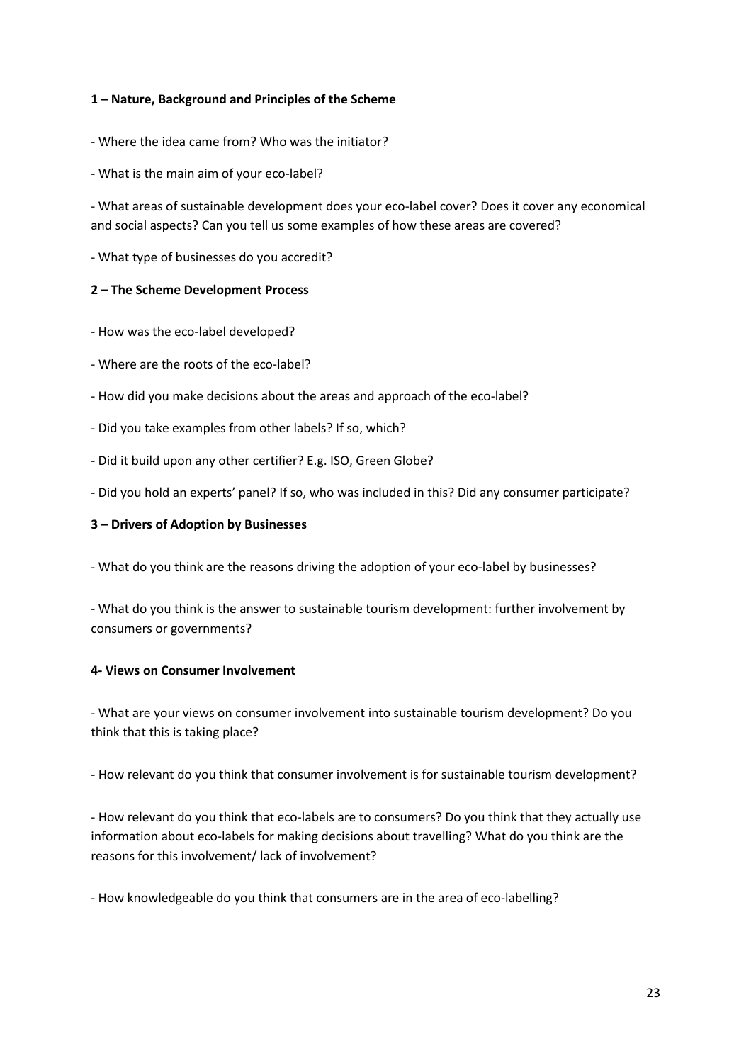**1 – Nature, Background and Principles of the Scheme**

- Where the idea came from? Who was the initiator?

- What is the main aim of your eco-label?

- What areas of sustainable development does your eco-label cover? Does it cover any economical and social aspects? Can you tell us some examples of how these areas are covered?

- What type of businesses do you accredit?

**2 – The Scheme Development Process**

- How was the eco-label developed?

- Where are the roots of the eco-label?

- How did you make decisions about the areas and approach of the eco-label?

- Did you take examples from other labels? If so, which?

- Did it build upon any other certifier? E.g. ISO, Green Globe?

- Did you hold an experts' panel? If so, who was included in this? Did any consumer participate?

**3 – Drivers of Adoption by Businesses**

- What do you think are the reasons driving the adoption of your eco-label by businesses?

- What do you think is the answer to sustainable tourism development: further involvement by consumers or governments?

**4- Views on Consumer Involvement**

- What are your views on consumer involvement into sustainable tourism development? Do you think that this is taking place?

- How relevant do you think that consumer involvement is for sustainable tourism development?

- How relevant do you think that eco-labels are to consumers? Do you think that they actually use information about eco-labels for making decisions about travelling? What do you think are the reasons for this involvement/ lack of involvement?

- How knowledgeable do you think that consumers are in the area of eco-labelling?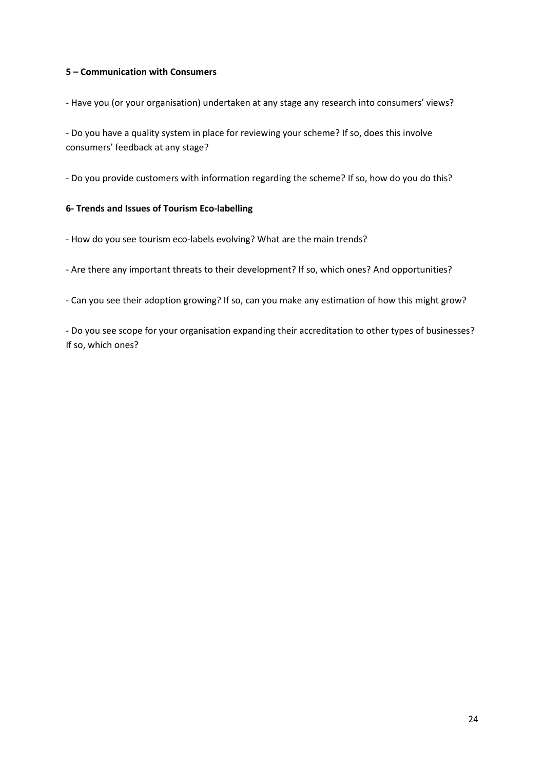**5 – Communication with Consumers**

- Have you (or your organisation) undertaken at any stage any research into consumers' views?

- Do you have a quality system in place for reviewing your scheme? If so, does this involve consumers' feedback at any stage?

- Do you provide customers with information regarding the scheme? If so, how do you do this?

**6- Trends and Issues of Tourism Eco-labelling**

- How do you see tourism eco-labels evolving? What are the main trends?

- Are there any important threats to their development? If so, which ones? And opportunities?

- Can you see their adoption growing? If so, can you make any estimation of how this might grow?

- Do you see scope for your organisation expanding their accreditation to other types of businesses? If so, which ones?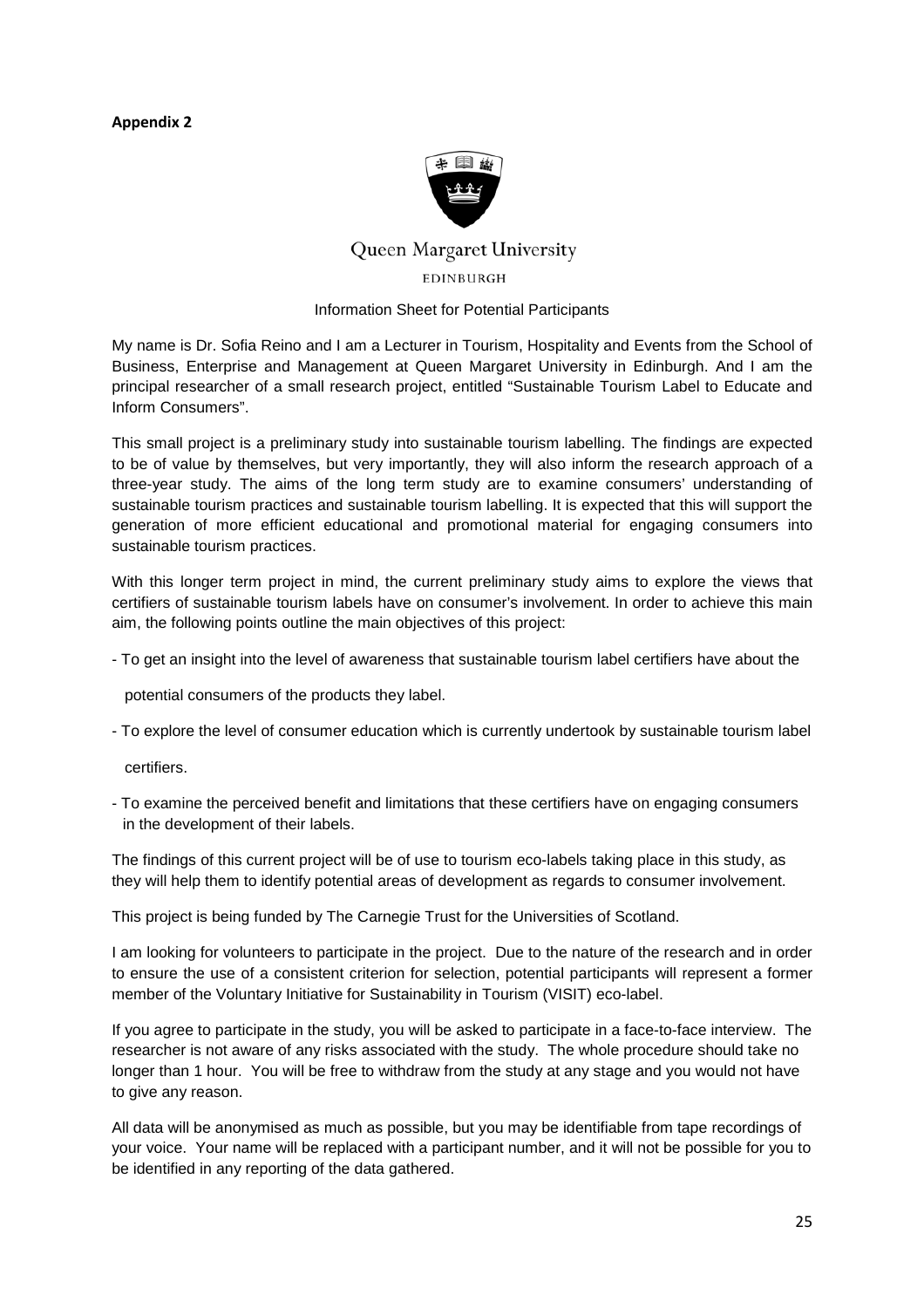**Appendix 2**

Queen Margaret University

EDINBURGH

Information Sheet for Potential Participants

My name is Dr. Sofia Reino and I am a Lecturer in Tourism, Hospitality and Events from the School of Business, Enterprise and Management at Queen Margaret University in Edinburgh. And I am the principal researcher of a small research project, entitled "Sustainable Tourism Label to Educate and Inform Consumers".

This small project is a preliminary study into sustainable tourism labelling. The findings are expected to be of value by themselves, but very importantly, they will also inform the research approach of a three-year study. The aims of the long term study are to examine consumers' understanding of sustainable tourism practices and sustainable tourism labelling. It is expected that this will support the generation of more efficient educational and promotional material for engaging consumers into sustainable tourism practices.

With this longer term project in mind, the current preliminary study aims to explore the views that certifiers of sustainable tourism labels have on consumer's involvement. In order to achieve this main aim, the following points outline the main objectives of this project:

- To get an insight into the level of awareness that sustainable tourism label certifiers have about the potential consumers of the products they label.
- To explore the level of consumer education which is currently undertook by sustainable tourism label certifiers.
- To examine the perceived benefit and limitations that these certifiers have on engaging consumers in the development of their labels.

The findings of this current project will be of use to tourism eco-labels taking place in this study, as they will help them to identify potential areas of development as regards to consumer involvement.

This project is being funded by The Carnegie Trust for the Universities of Scotland.

I am looking for volunteers to participate in the project. Due to the nature of the research and in order to ensure the use of a consistent criterion for selection, potential participants will represent a former member of the Voluntary Initiative for Sustainability in Tourism (VISIT) eco-label.

If you agree to participate in the study, you will be asked to participate in a face-to-face interview. The researcher is not aware of any risks associated with the study. The whole procedure should take no longer than 1 hour. You will be free to withdraw from the study at any stage and you would not have to give any reason.

All data will be anonymised as much as possible, but you may be identifiable from tape recordings of your voice. Your name will be replaced with a participant number, and it will not be possible for you to be identified in any reporting of the data gathered.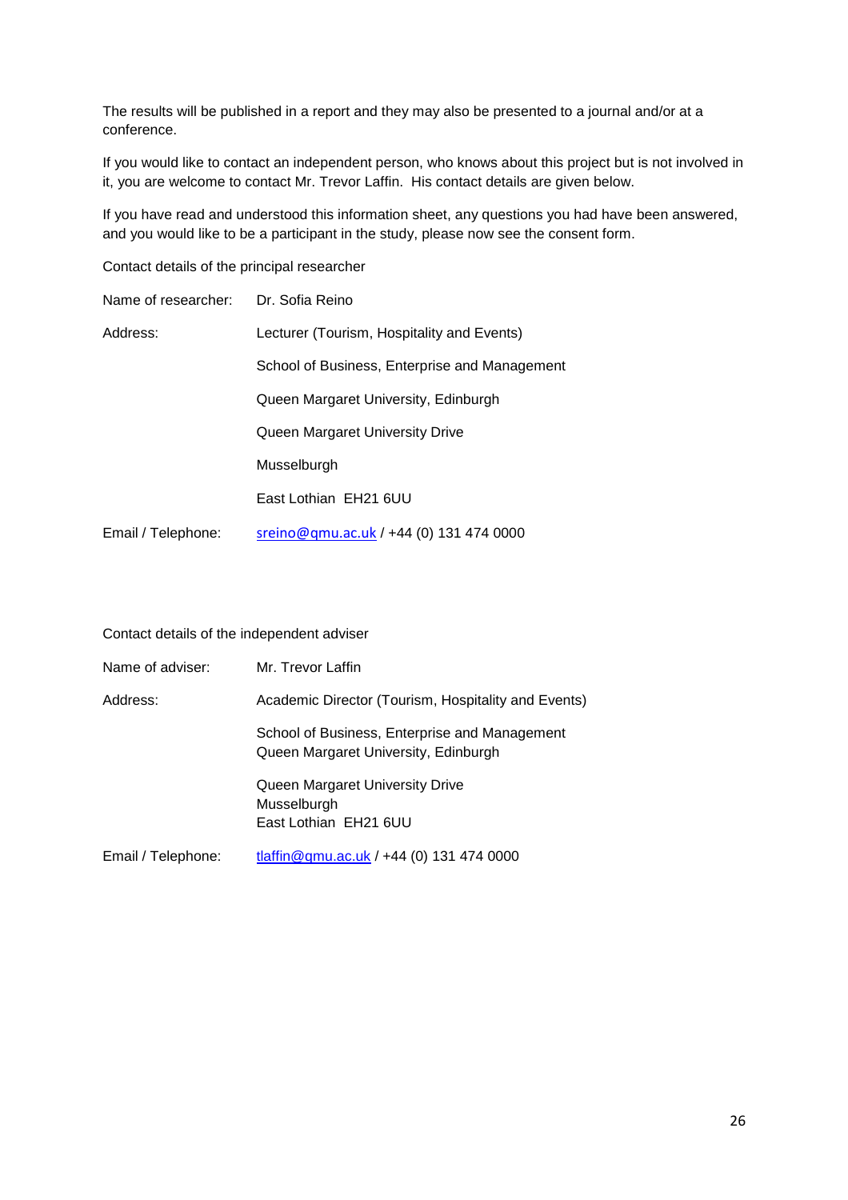The results will be published in a report and they may also be presented to a journal and/or at a conference.

If you would like to contact an independent person, who knows about this project but is not involved in it, you are welcome to contact Mr. Trevor Laffin. His contact details are given below.

If you have read and understood this information sheet, any questions you had have been answered, and you would like to be a participant in the study, please now see the consent form.

Contact details of the principal researcher

| | |
|---|---|
| Name of researcher: | Dr. Sofia Reino |
| Address: | Lecturer (Tourism, Hospitality and Events) |
| | School of Business, Enterprise and Management |
| | Queen Margaret University, Edinburgh |
| | Queen Margaret University Drive |
| | Musselburgh |
| | East Lothian EH21 6UU |
| Email / Telephone: | sreino@qmu.ac.uk / +44 (0) 131 474 0000 |

Contact details of the independent adviser

| | |
|---|---|
| Name of adviser: | Mr. Trevor Laffin |
| Address: | Academic Director (Tourism, Hospitality and Events) |
| | School of Business, Enterprise and Management<br>Queen Margaret University, Edinburgh |
| | Queen Margaret University Drive<br>Musselburgh<br>East Lothian EH21 6UU |
| Email / Telephone: | tlaffin@qmu.ac.uk / +44 (0) 131 474 0000 |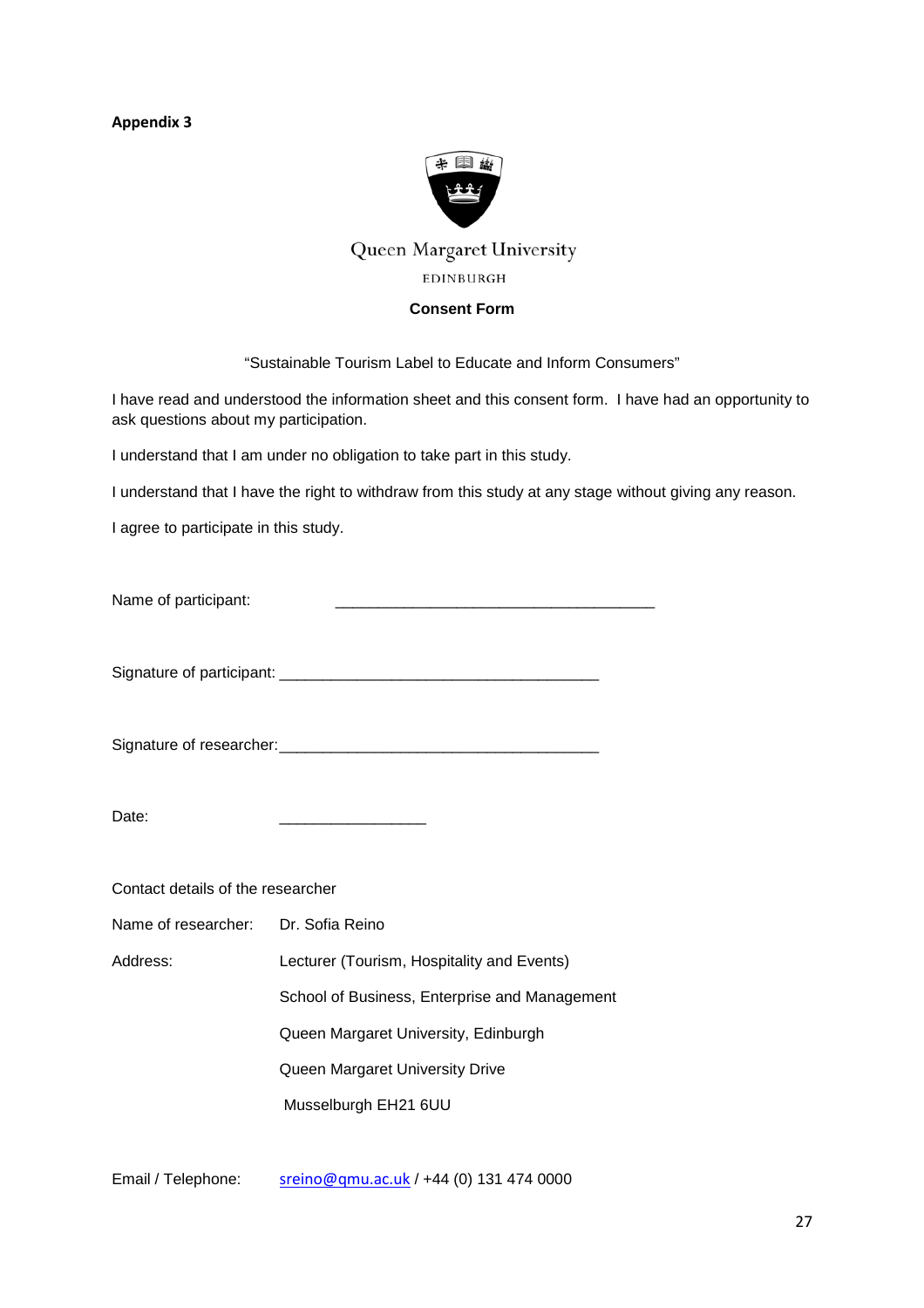**Appendix 3**

Queen Margaret University

EDINBURGH

**Consent Form**

"Sustainable Tourism Label to Educate and Inform Consumers"

I have read and understood the information sheet and this consent form. I have had an opportunity to ask questions about my participation.

I understand that I am under no obligation to take part in this study.

I understand that I have the right to withdraw from this study at any stage without giving any reason.

I agree to participate in this study.

Name of participant: _____________________________________

Signature of participant: _____________________________________

Signature of researcher: _____________________________________

Date: _________________

Contact details of the researcher

Name of researcher: Dr. Sofia Reino

Address: Lecturer (Tourism, Hospitality and Events)
School of Business, Enterprise and Management
Queen Margaret University, Edinburgh
Queen Margaret University Drive
Musselburgh EH21 6UU

Email / Telephone: sreino@qmu.ac.uk / +44 (0) 131 474 0000